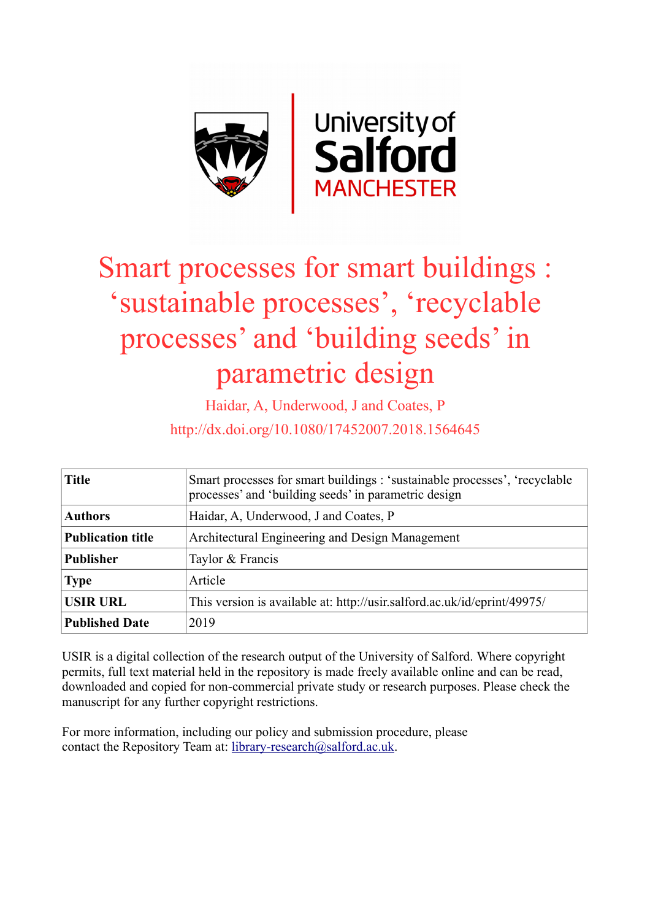# Smart processes for smart buildings : 'sustainable processes', 'recyclable processes' and 'building seeds' in parametric design

Haidar, A, Underwood, J and Coates, P

http://dx.doi.org/10.1080/17452007.2018.1564645

| | |
|---|---|
| **Title** | Smart processes for smart buildings : 'sustainable processes', 'recyclable processes' and 'building seeds' in parametric design |
| **Authors** | Haidar, A, Underwood, J and Coates, P |
| **Publication title** | Architectural Engineering and Design Management |
| **Publisher** | Taylor & Francis |
| **Type** | Article |
| **USIR URL** | This version is available at: http://usir.salford.ac.uk/id/eprint/49975/ |
| **Published Date** | 2019 |

USIR is a digital collection of the research output of the University of Salford. Where copyright permits, full text material held in the repository is made freely available online and can be read, downloaded and copied for non-commercial private study or research purposes. Please check the manuscript for any further copyright restrictions.

For more information, including our policy and submission procedure, please contact the Repository Team at: library-research@salford.ac.uk.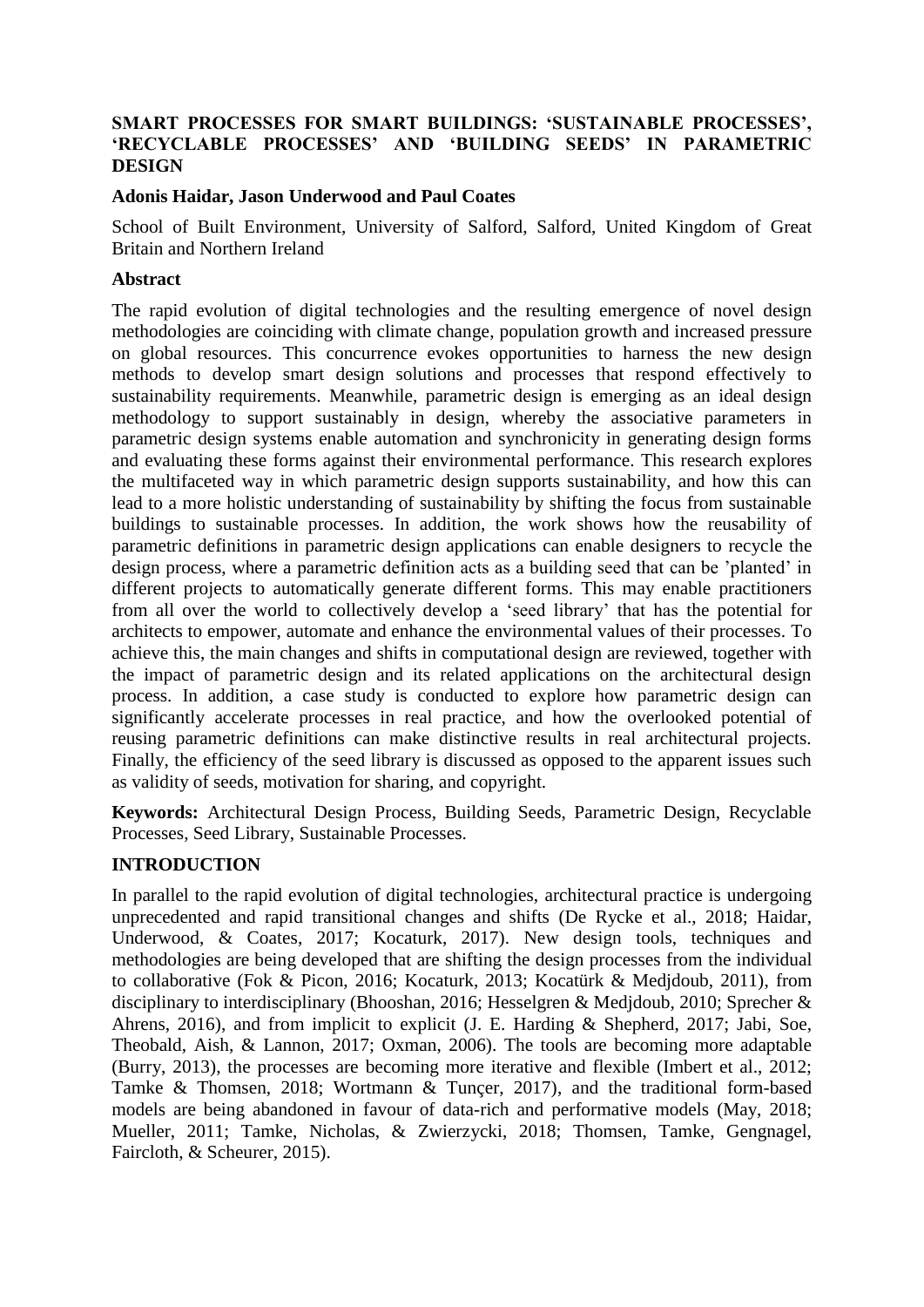# SMART PROCESSES FOR SMART BUILDINGS: 'SUSTAINABLE PROCESSES', 'RECYCLABLE PROCESSES' AND 'BUILDING SEEDS' IN PARAMETRIC DESIGN

**Adonis Haidar, Jason Underwood and Paul Coates**

School of Built Environment, University of Salford, Salford, United Kingdom of Great Britain and Northern Ireland

## Abstract

The rapid evolution of digital technologies and the resulting emergence of novel design methodologies are coinciding with climate change, population growth and increased pressure on global resources. This concurrence evokes opportunities to harness the new design methods to develop smart design solutions and processes that respond effectively to sustainability requirements. Meanwhile, parametric design is emerging as an ideal design methodology to support sustainably in design, whereby the associative parameters in parametric design systems enable automation and synchronicity in generating design forms and evaluating these forms against their environmental performance. This research explores the multifaceted way in which parametric design supports sustainability, and how this can lead to a more holistic understanding of sustainability by shifting the focus from sustainable buildings to sustainable processes. In addition, the work shows how the reusability of parametric definitions in parametric design applications can enable designers to recycle the design process, where a parametric definition acts as a building seed that can be 'planted' in different projects to automatically generate different forms. This may enable practitioners from all over the world to collectively develop a 'seed library' that has the potential for architects to empower, automate and enhance the environmental values of their processes. To achieve this, the main changes and shifts in computational design are reviewed, together with the impact of parametric design and its related applications on the architectural design process. In addition, a case study is conducted to explore how parametric design can significantly accelerate processes in real practice, and how the overlooked potential of reusing parametric definitions can make distinctive results in real architectural projects. Finally, the efficiency of the seed library is discussed as opposed to the apparent issues such as validity of seeds, motivation for sharing, and copyright.

**Keywords:** Architectural Design Process, Building Seeds, Parametric Design, Recyclable Processes, Seed Library, Sustainable Processes.

## INTRODUCTION

In parallel to the rapid evolution of digital technologies, architectural practice is undergoing unprecedented and rapid transitional changes and shifts (De Rycke et al., 2018; Haidar, Underwood, & Coates, 2017; Kocaturk, 2017). New design tools, techniques and methodologies are being developed that are shifting the design processes from the individual to collaborative (Fok & Picon, 2016; Kocaturk, 2013; Kocatürk & Medjdoub, 2011), from disciplinary to interdisciplinary (Bhooshan, 2016; Hesselgren & Medjdoub, 2010; Sprecher & Ahrens, 2016), and from implicit to explicit (J. E. Harding & Shepherd, 2017; Jabi, Soe, Theobald, Aish, & Lannon, 2017; Oxman, 2006). The tools are becoming more adaptable (Burry, 2013), the processes are becoming more iterative and flexible (Imbert et al., 2012; Tamke & Thomsen, 2018; Wortmann & Tunçer, 2017), and the traditional form-based models are being abandoned in favour of data-rich and performative models (May, 2018; Mueller, 2011; Tamke, Nicholas, & Zwierzycki, 2018; Thomsen, Tamke, Gengnagel, Faircloth, & Scheurer, 2015).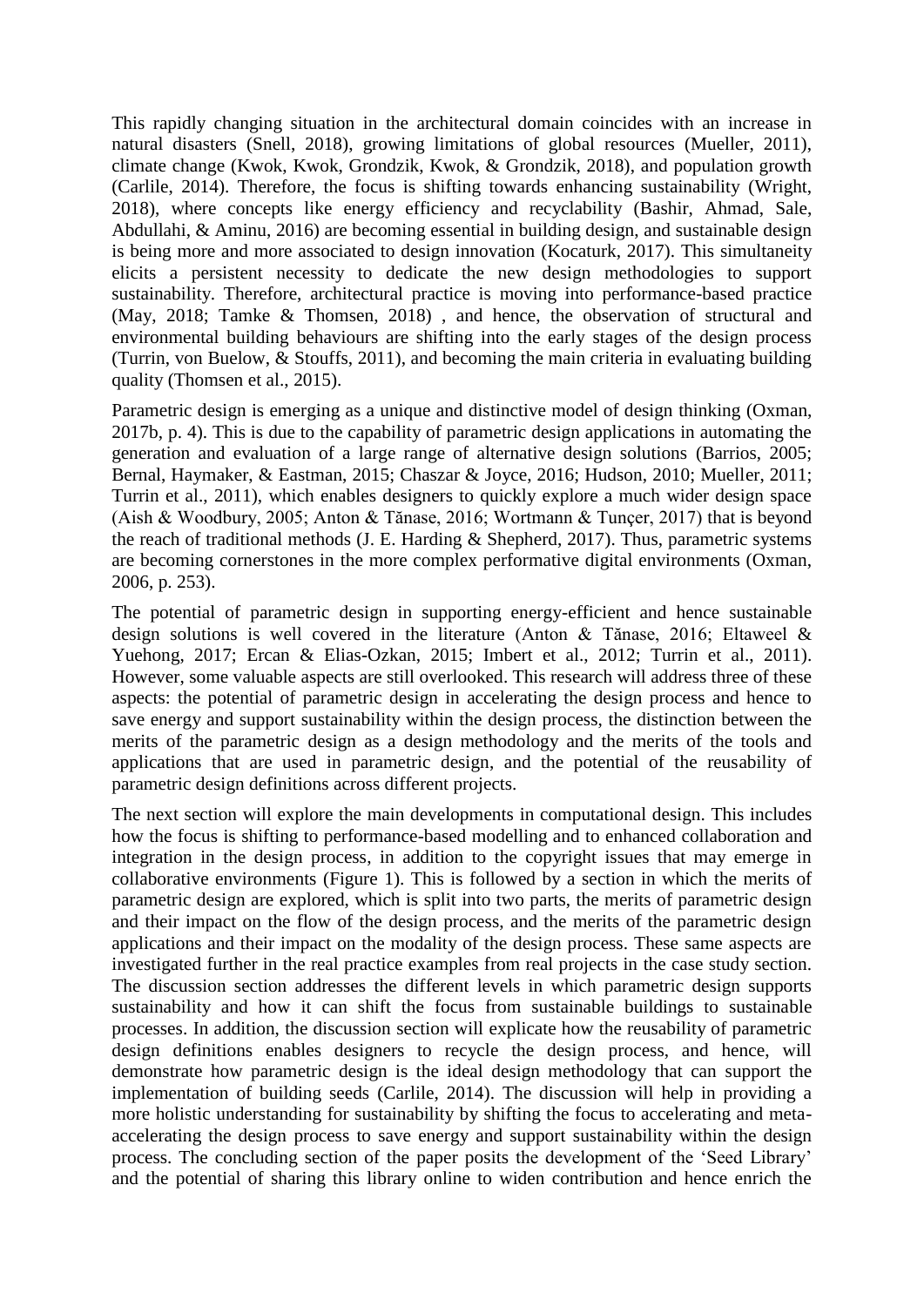This rapidly changing situation in the architectural domain coincides with an increase in natural disasters (Snell, 2018), growing limitations of global resources (Mueller, 2011), climate change (Kwok, Kwok, Grondzik, Kwok, & Grondzik, 2018), and population growth (Carlile, 2014). Therefore, the focus is shifting towards enhancing sustainability (Wright, 2018), where concepts like energy efficiency and recyclability (Bashir, Ahmad, Sale, Abdullahi, & Aminu, 2016) are becoming essential in building design, and sustainable design is being more and more associated to design innovation (Kocaturk, 2017). This simultaneity elicits a persistent necessity to dedicate the new design methodologies to support sustainability. Therefore, architectural practice is moving into performance-based practice (May, 2018; Tamke & Thomsen, 2018) , and hence, the observation of structural and environmental building behaviours are shifting into the early stages of the design process (Turrin, von Buelow, & Stouffs, 2011), and becoming the main criteria in evaluating building quality (Thomsen et al., 2015).

Parametric design is emerging as a unique and distinctive model of design thinking (Oxman, 2017b, p. 4). This is due to the capability of parametric design applications in automating the generation and evaluation of a large range of alternative design solutions (Barrios, 2005; Bernal, Haymaker, & Eastman, 2015; Chaszar & Joyce, 2016; Hudson, 2010; Mueller, 2011; Turrin et al., 2011), which enables designers to quickly explore a much wider design space (Aish & Woodbury, 2005; Anton & Tănase, 2016; Wortmann & Tunçer, 2017) that is beyond the reach of traditional methods (J. E. Harding & Shepherd, 2017). Thus, parametric systems are becoming cornerstones in the more complex performative digital environments (Oxman, 2006, p. 253).

The potential of parametric design in supporting energy-efficient and hence sustainable design solutions is well covered in the literature (Anton & Tănase, 2016; Eltaweel & Yuehong, 2017; Ercan & Elias-Ozkan, 2015; Imbert et al., 2012; Turrin et al., 2011). However, some valuable aspects are still overlooked. This research will address three of these aspects: the potential of parametric design in accelerating the design process and hence to save energy and support sustainability within the design process, the distinction between the merits of the parametric design as a design methodology and the merits of the tools and applications that are used in parametric design, and the potential of the reusability of parametric design definitions across different projects.

The next section will explore the main developments in computational design. This includes how the focus is shifting to performance-based modelling and to enhanced collaboration and integration in the design process, in addition to the copyright issues that may emerge in collaborative environments (Figure 1). This is followed by a section in which the merits of parametric design are explored, which is split into two parts, the merits of parametric design and their impact on the flow of the design process, and the merits of the parametric design applications and their impact on the modality of the design process. These same aspects are investigated further in the real practice examples from real projects in the case study section. The discussion section addresses the different levels in which parametric design supports sustainability and how it can shift the focus from sustainable buildings to sustainable processes. In addition, the discussion section will explicate how the reusability of parametric design definitions enables designers to recycle the design process, and hence, will demonstrate how parametric design is the ideal design methodology that can support the implementation of building seeds (Carlile, 2014). The discussion will help in providing a more holistic understanding for sustainability by shifting the focus to accelerating and meta-accelerating the design process to save energy and support sustainability within the design process. The concluding section of the paper posits the development of the 'Seed Library' and the potential of sharing this library online to widen contribution and hence enrich the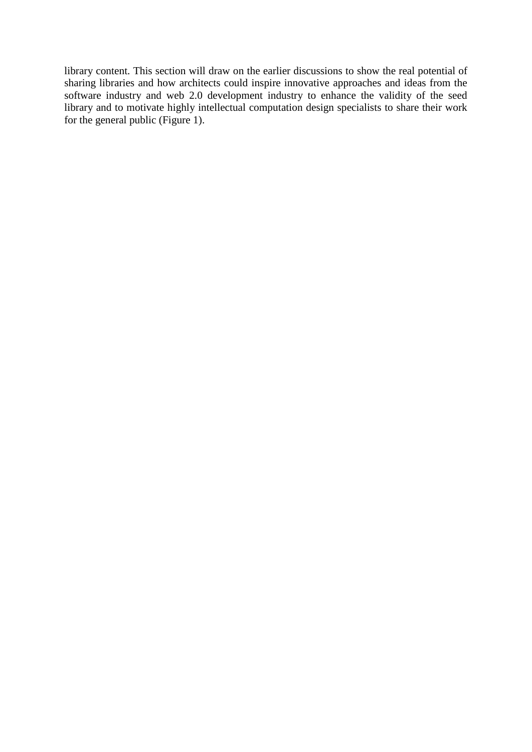library content. This section will draw on the earlier discussions to show the real potential of sharing libraries and how architects could inspire innovative approaches and ideas from the software industry and web 2.0 development industry to enhance the validity of the seed library and to motivate highly intellectual computation design specialists to share their work for the general public (Figure 1).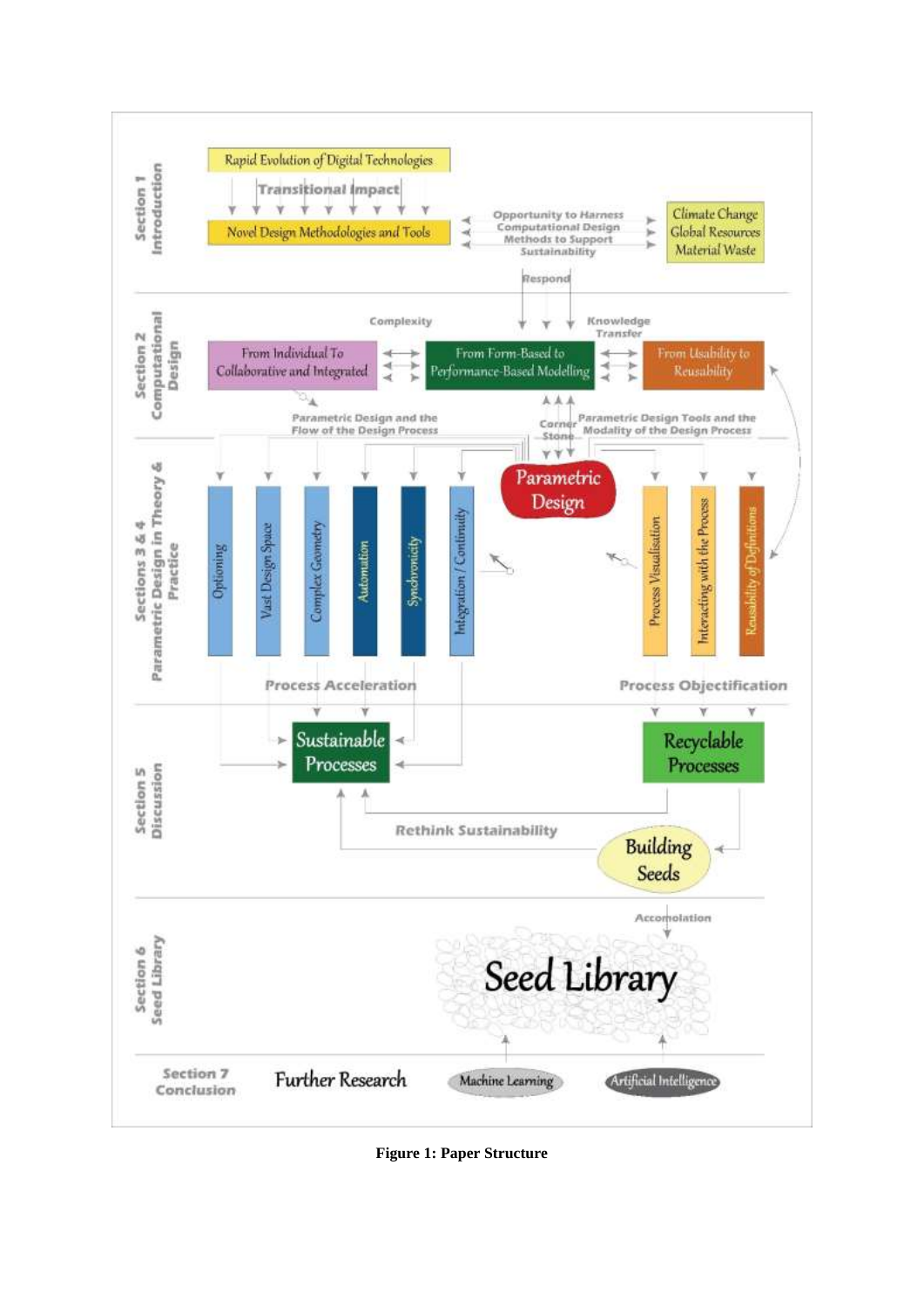Section 1 Introduction

Rapid Evolution of Digital Technologies

Transitional Impact

Novel Design Methodologies and Tools

Opportunity to Harness Computational Design Methods to Support Sustainability

Climate Change
Global Resources
Material Waste

Respond

Section 2 Computational Design

Complexity

Knowledge Transfer

From Individual To Collaborative and Integrated

From Form-Based to Performance-Based Modelling

From Usability to Reusability

Parametric Design and the Flow of the Design Process

Corner Stone

Parametric Design Tools and the Modality of the Design Process

Sections 3 & 4 Parametric Design in Theory & Practice

Parametric Design

Optioning

Vast Design Space

Complex Geometry

Automation

Synchronicity

Integration / Continuity

Process Visualisation

Interacting with the Process

Reusability of Definitions

Process Acceleration

Process Objectification

Section 5 Discussion

Sustainable Processes

Recyclable Processes

Rethink Sustainability

Building Seeds

Accomolation

Section 6 Seed Library

Seed Library

Section 7 Conclusion

Further Research

Machine Learning

Artificial Intelligence

**Figure 1: Paper Structure**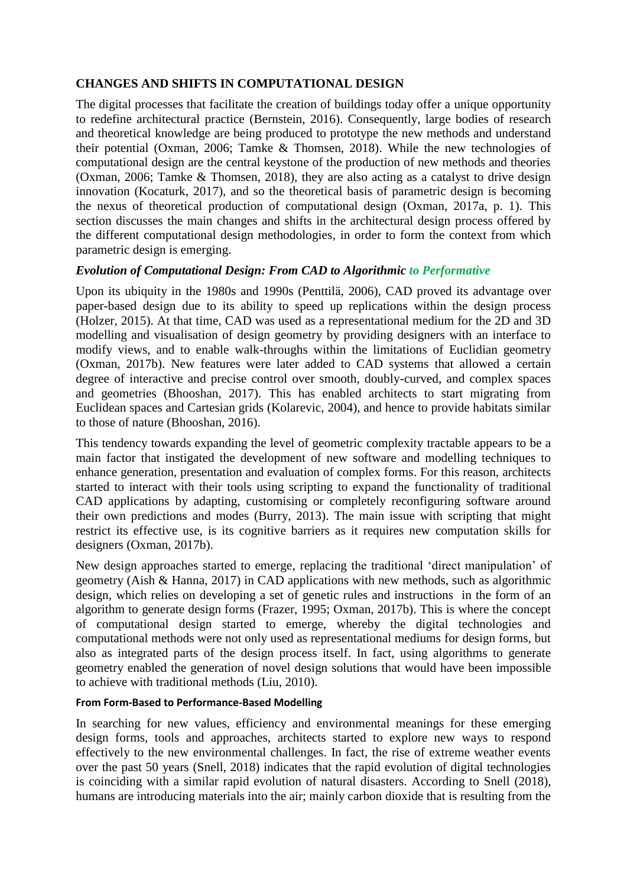## CHANGES AND SHIFTS IN COMPUTATIONAL DESIGN

The digital processes that facilitate the creation of buildings today offer a unique opportunity to redefine architectural practice (Bernstein, 2016). Consequently, large bodies of research and theoretical knowledge are being produced to prototype the new methods and understand their potential (Oxman, 2006; Tamke & Thomsen, 2018). While the new technologies of computational design are the central keystone of the production of new methods and theories (Oxman, 2006; Tamke & Thomsen, 2018), they are also acting as a catalyst to drive design innovation (Kocaturk, 2017), and so the theoretical basis of parametric design is becoming the nexus of theoretical production of computational design (Oxman, 2017a, p. 1). This section discusses the main changes and shifts in the architectural design process offered by the different computational design methodologies, in order to form the context from which parametric design is emerging.

### *Evolution of Computational Design: From CAD to Algorithmic to Performative*

Upon its ubiquity in the 1980s and 1990s (Penttilä, 2006), CAD proved its advantage over paper-based design due to its ability to speed up replications within the design process (Holzer, 2015). At that time, CAD was used as a representational medium for the 2D and 3D modelling and visualisation of design geometry by providing designers with an interface to modify views, and to enable walk-throughs within the limitations of Euclidian geometry (Oxman, 2017b). New features were later added to CAD systems that allowed a certain degree of interactive and precise control over smooth, doubly-curved, and complex spaces and geometries (Bhooshan, 2017). This has enabled architects to start migrating from Euclidean spaces and Cartesian grids (Kolarevic, 2004), and hence to provide habitats similar to those of nature (Bhooshan, 2016).

This tendency towards expanding the level of geometric complexity tractable appears to be a main factor that instigated the development of new software and modelling techniques to enhance generation, presentation and evaluation of complex forms. For this reason, architects started to interact with their tools using scripting to expand the functionality of traditional CAD applications by adapting, customising or completely reconfiguring software around their own predictions and modes (Burry, 2013). The main issue with scripting that might restrict its effective use, is its cognitive barriers as it requires new computation skills for designers (Oxman, 2017b).

New design approaches started to emerge, replacing the traditional 'direct manipulation' of geometry (Aish & Hanna, 2017) in CAD applications with new methods, such as algorithmic design, which relies on developing a set of genetic rules and instructions in the form of an algorithm to generate design forms (Frazer, 1995; Oxman, 2017b). This is where the concept of computational design started to emerge, whereby the digital technologies and computational methods were not only used as representational mediums for design forms, but also as integrated parts of the design process itself. In fact, using algorithms to generate geometry enabled the generation of novel design solutions that would have been impossible to achieve with traditional methods (Liu, 2010).

#### From Form-Based to Performance-Based Modelling

In searching for new values, efficiency and environmental meanings for these emerging design forms, tools and approaches, architects started to explore new ways to respond effectively to the new environmental challenges. In fact, the rise of extreme weather events over the past 50 years (Snell, 2018) indicates that the rapid evolution of digital technologies is coinciding with a similar rapid evolution of natural disasters. According to Snell (2018), humans are introducing materials into the air; mainly carbon dioxide that is resulting from the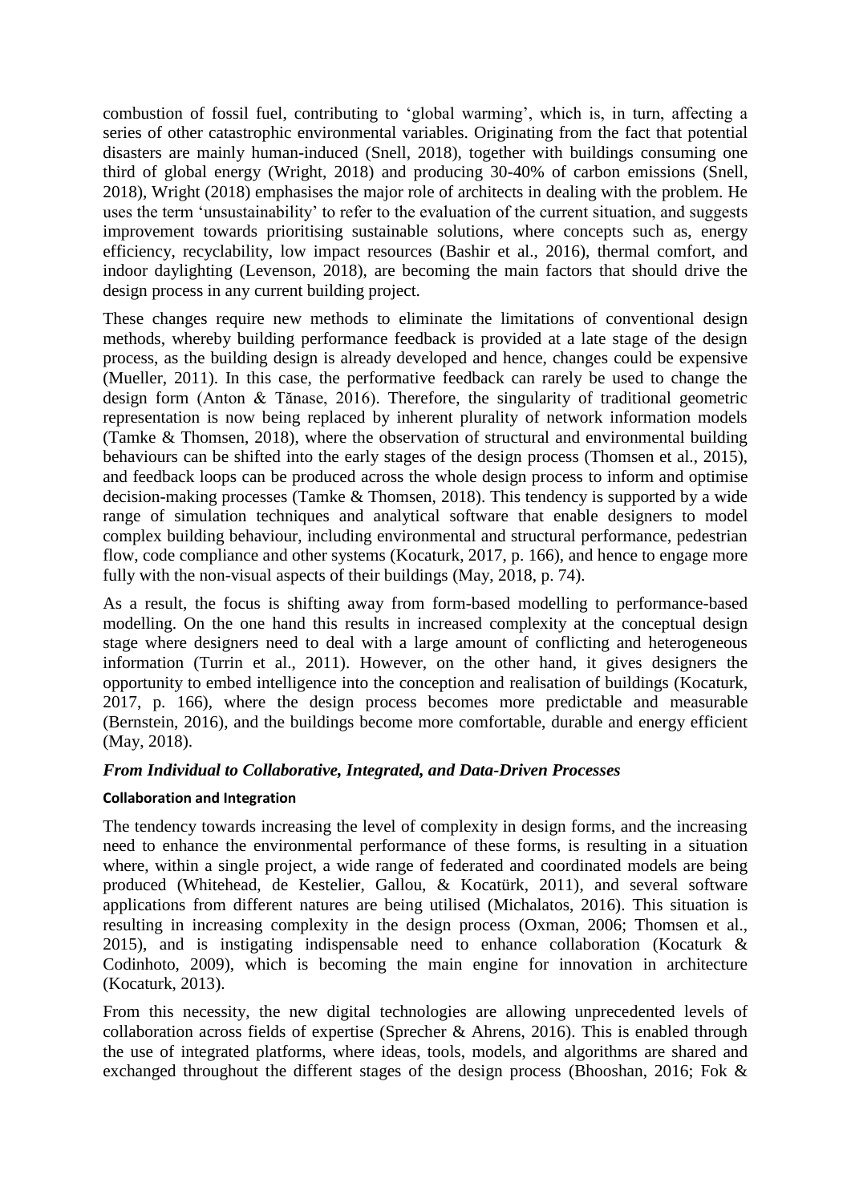combustion of fossil fuel, contributing to 'global warming', which is, in turn, affecting a series of other catastrophic environmental variables. Originating from the fact that potential disasters are mainly human-induced (Snell, 2018), together with buildings consuming one third of global energy (Wright, 2018) and producing 30-40% of carbon emissions (Snell, 2018), Wright (2018) emphasises the major role of architects in dealing with the problem. He uses the term 'unsustainability' to refer to the evaluation of the current situation, and suggests improvement towards prioritising sustainable solutions, where concepts such as, energy efficiency, recyclability, low impact resources (Bashir et al., 2016), thermal comfort, and indoor daylighting (Levenson, 2018), are becoming the main factors that should drive the design process in any current building project.

These changes require new methods to eliminate the limitations of conventional design methods, whereby building performance feedback is provided at a late stage of the design process, as the building design is already developed and hence, changes could be expensive (Mueller, 2011). In this case, the performative feedback can rarely be used to change the design form (Anton & Tănase, 2016). Therefore, the singularity of traditional geometric representation is now being replaced by inherent plurality of network information models (Tamke & Thomsen, 2018), where the observation of structural and environmental building behaviours can be shifted into the early stages of the design process (Thomsen et al., 2015), and feedback loops can be produced across the whole design process to inform and optimise decision-making processes (Tamke & Thomsen, 2018). This tendency is supported by a wide range of simulation techniques and analytical software that enable designers to model complex building behaviour, including environmental and structural performance, pedestrian flow, code compliance and other systems (Kocaturk, 2017, p. 166), and hence to engage more fully with the non-visual aspects of their buildings (May, 2018, p. 74).

As a result, the focus is shifting away from form-based modelling to performance-based modelling. On the one hand this results in increased complexity at the conceptual design stage where designers need to deal with a large amount of conflicting and heterogeneous information (Turrin et al., 2011). However, on the other hand, it gives designers the opportunity to embed intelligence into the conception and realisation of buildings (Kocaturk, 2017, p. 166), where the design process becomes more predictable and measurable (Bernstein, 2016), and the buildings become more comfortable, durable and energy efficient (May, 2018).

### *From Individual to Collaborative, Integrated, and Data-Driven Processes*

#### Collaboration and Integration

The tendency towards increasing the level of complexity in design forms, and the increasing need to enhance the environmental performance of these forms, is resulting in a situation where, within a single project, a wide range of federated and coordinated models are being produced (Whitehead, de Kestelier, Gallou, & Kocatürk, 2011), and several software applications from different natures are being utilised (Michalatos, 2016). This situation is resulting in increasing complexity in the design process (Oxman, 2006; Thomsen et al., 2015), and is instigating indispensable need to enhance collaboration (Kocaturk & Codinhoto, 2009), which is becoming the main engine for innovation in architecture (Kocaturk, 2013).

From this necessity, the new digital technologies are allowing unprecedented levels of collaboration across fields of expertise (Sprecher & Ahrens, 2016). This is enabled through the use of integrated platforms, where ideas, tools, models, and algorithms are shared and exchanged throughout the different stages of the design process (Bhooshan, 2016; Fok &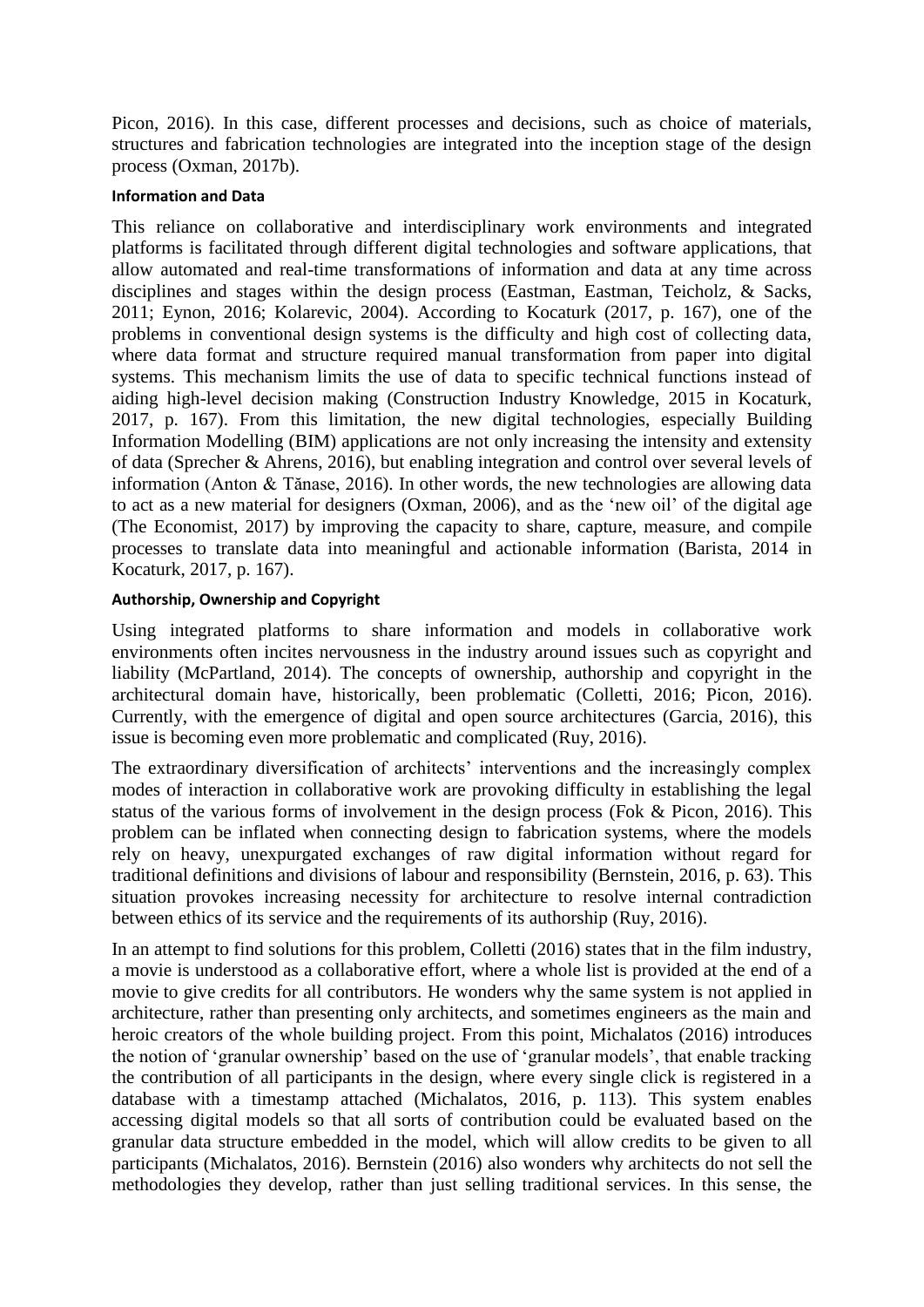Picon, 2016). In this case, different processes and decisions, such as choice of materials, structures and fabrication technologies are integrated into the inception stage of the design process (Oxman, 2017b).

#### Information and Data

This reliance on collaborative and interdisciplinary work environments and integrated platforms is facilitated through different digital technologies and software applications, that allow automated and real-time transformations of information and data at any time across disciplines and stages within the design process (Eastman, Eastman, Teicholz, & Sacks, 2011; Eynon, 2016; Kolarevic, 2004). According to Kocaturk (2017, p. 167), one of the problems in conventional design systems is the difficulty and high cost of collecting data, where data format and structure required manual transformation from paper into digital systems. This mechanism limits the use of data to specific technical functions instead of aiding high-level decision making (Construction Industry Knowledge, 2015 in Kocaturk, 2017, p. 167). From this limitation, the new digital technologies, especially Building Information Modelling (BIM) applications are not only increasing the intensity and extensity of data (Sprecher & Ahrens, 2016), but enabling integration and control over several levels of information (Anton & Tănase, 2016). In other words, the new technologies are allowing data to act as a new material for designers (Oxman, 2006), and as the 'new oil' of the digital age (The Economist, 2017) by improving the capacity to share, capture, measure, and compile processes to translate data into meaningful and actionable information (Barista, 2014 in Kocaturk, 2017, p. 167).

#### Authorship, Ownership and Copyright

Using integrated platforms to share information and models in collaborative work environments often incites nervousness in the industry around issues such as copyright and liability (McPartland, 2014). The concepts of ownership, authorship and copyright in the architectural domain have, historically, been problematic (Colletti, 2016; Picon, 2016). Currently, with the emergence of digital and open source architectures (Garcia, 2016), this issue is becoming even more problematic and complicated (Ruy, 2016).

The extraordinary diversification of architects' interventions and the increasingly complex modes of interaction in collaborative work are provoking difficulty in establishing the legal status of the various forms of involvement in the design process (Fok & Picon, 2016). This problem can be inflated when connecting design to fabrication systems, where the models rely on heavy, unexpurgated exchanges of raw digital information without regard for traditional definitions and divisions of labour and responsibility (Bernstein, 2016, p. 63). This situation provokes increasing necessity for architecture to resolve internal contradiction between ethics of its service and the requirements of its authorship (Ruy, 2016).

In an attempt to find solutions for this problem, Colletti (2016) states that in the film industry, a movie is understood as a collaborative effort, where a whole list is provided at the end of a movie to give credits for all contributors. He wonders why the same system is not applied in architecture, rather than presenting only architects, and sometimes engineers as the main and heroic creators of the whole building project. From this point, Michalatos (2016) introduces the notion of 'granular ownership' based on the use of 'granular models', that enable tracking the contribution of all participants in the design, where every single click is registered in a database with a timestamp attached (Michalatos, 2016, p. 113). This system enables accessing digital models so that all sorts of contribution could be evaluated based on the granular data structure embedded in the model, which will allow credits to be given to all participants (Michalatos, 2016). Bernstein (2016) also wonders why architects do not sell the methodologies they develop, rather than just selling traditional services. In this sense, the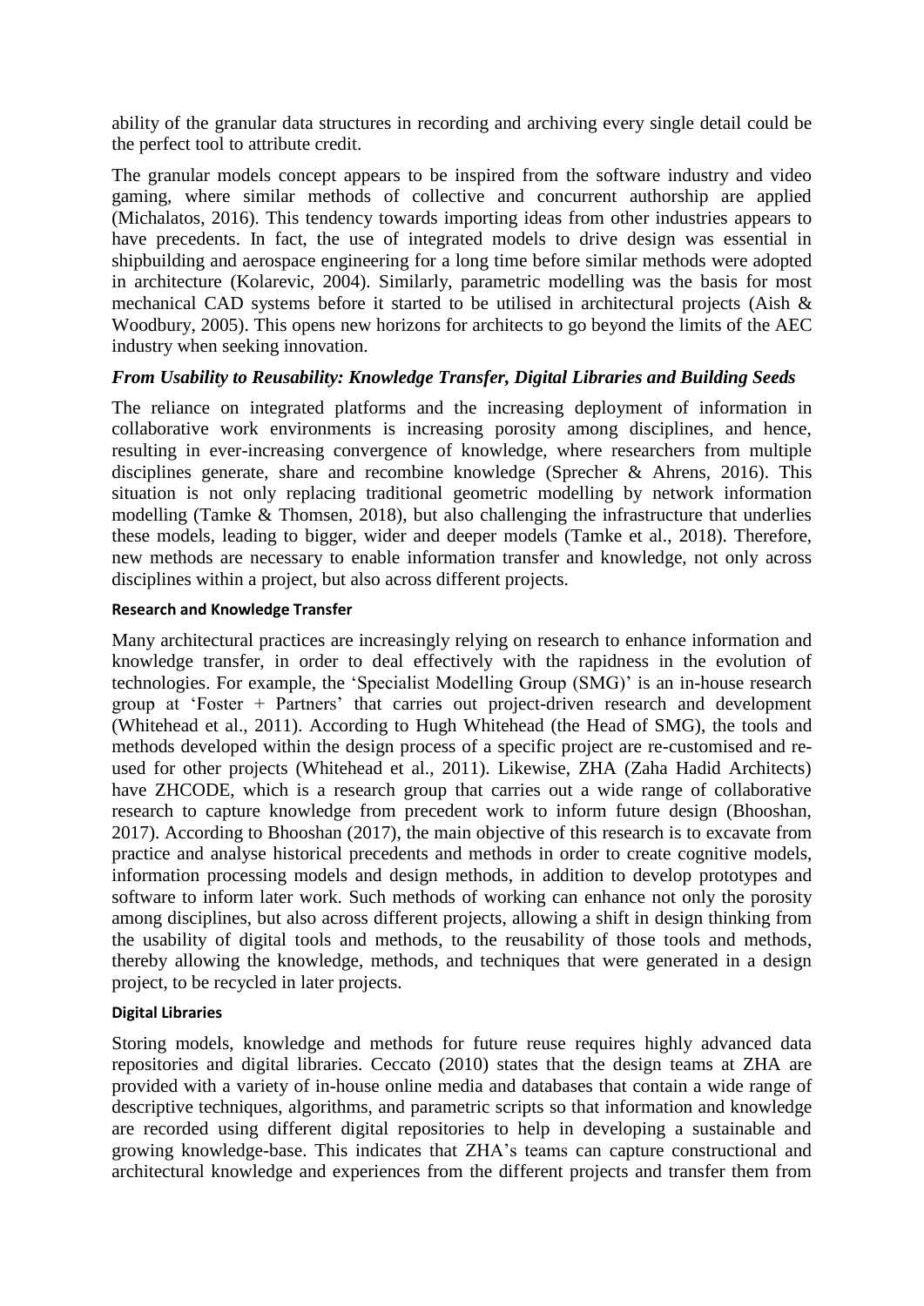ability of the granular data structures in recording and archiving every single detail could be the perfect tool to attribute credit.

The granular models concept appears to be inspired from the software industry and video gaming, where similar methods of collective and concurrent authorship are applied (Michalatos, 2016). This tendency towards importing ideas from other industries appears to have precedents. In fact, the use of integrated models to drive design was essential in shipbuilding and aerospace engineering for a long time before similar methods were adopted in architecture (Kolarevic, 2004). Similarly, parametric modelling was the basis for most mechanical CAD systems before it started to be utilised in architectural projects (Aish & Woodbury, 2005). This opens new horizons for architects to go beyond the limits of the AEC industry when seeking innovation.

### *From Usability to Reusability: Knowledge Transfer, Digital Libraries and Building Seeds*

The reliance on integrated platforms and the increasing deployment of information in collaborative work environments is increasing porosity among disciplines, and hence, resulting in ever-increasing convergence of knowledge, where researchers from multiple disciplines generate, share and recombine knowledge (Sprecher & Ahrens, 2016). This situation is not only replacing traditional geometric modelling by network information modelling (Tamke & Thomsen, 2018), but also challenging the infrastructure that underlies these models, leading to bigger, wider and deeper models (Tamke et al., 2018). Therefore, new methods are necessary to enable information transfer and knowledge, not only across disciplines within a project, but also across different projects.

#### Research and Knowledge Transfer

Many architectural practices are increasingly relying on research to enhance information and knowledge transfer, in order to deal effectively with the rapidness in the evolution of technologies. For example, the 'Specialist Modelling Group (SMG)' is an in-house research group at 'Foster + Partners' that carries out project-driven research and development (Whitehead et al., 2011). According to Hugh Whitehead (the Head of SMG), the tools and methods developed within the design process of a specific project are re-customised and re-used for other projects (Whitehead et al., 2011). Likewise, ZHA (Zaha Hadid Architects) have ZHCODE, which is a research group that carries out a wide range of collaborative research to capture knowledge from precedent work to inform future design (Bhooshan, 2017). According to Bhooshan (2017), the main objective of this research is to excavate from practice and analyse historical precedents and methods in order to create cognitive models, information processing models and design methods, in addition to develop prototypes and software to inform later work. Such methods of working can enhance not only the porosity among disciplines, but also across different projects, allowing a shift in design thinking from the usability of digital tools and methods, to the reusability of those tools and methods, thereby allowing the knowledge, methods, and techniques that were generated in a design project, to be recycled in later projects.

#### Digital Libraries

Storing models, knowledge and methods for future reuse requires highly advanced data repositories and digital libraries. Ceccato (2010) states that the design teams at ZHA are provided with a variety of in-house online media and databases that contain a wide range of descriptive techniques, algorithms, and parametric scripts so that information and knowledge are recorded using different digital repositories to help in developing a sustainable and growing knowledge-base. This indicates that ZHA's teams can capture constructional and architectural knowledge and experiences from the different projects and transfer them from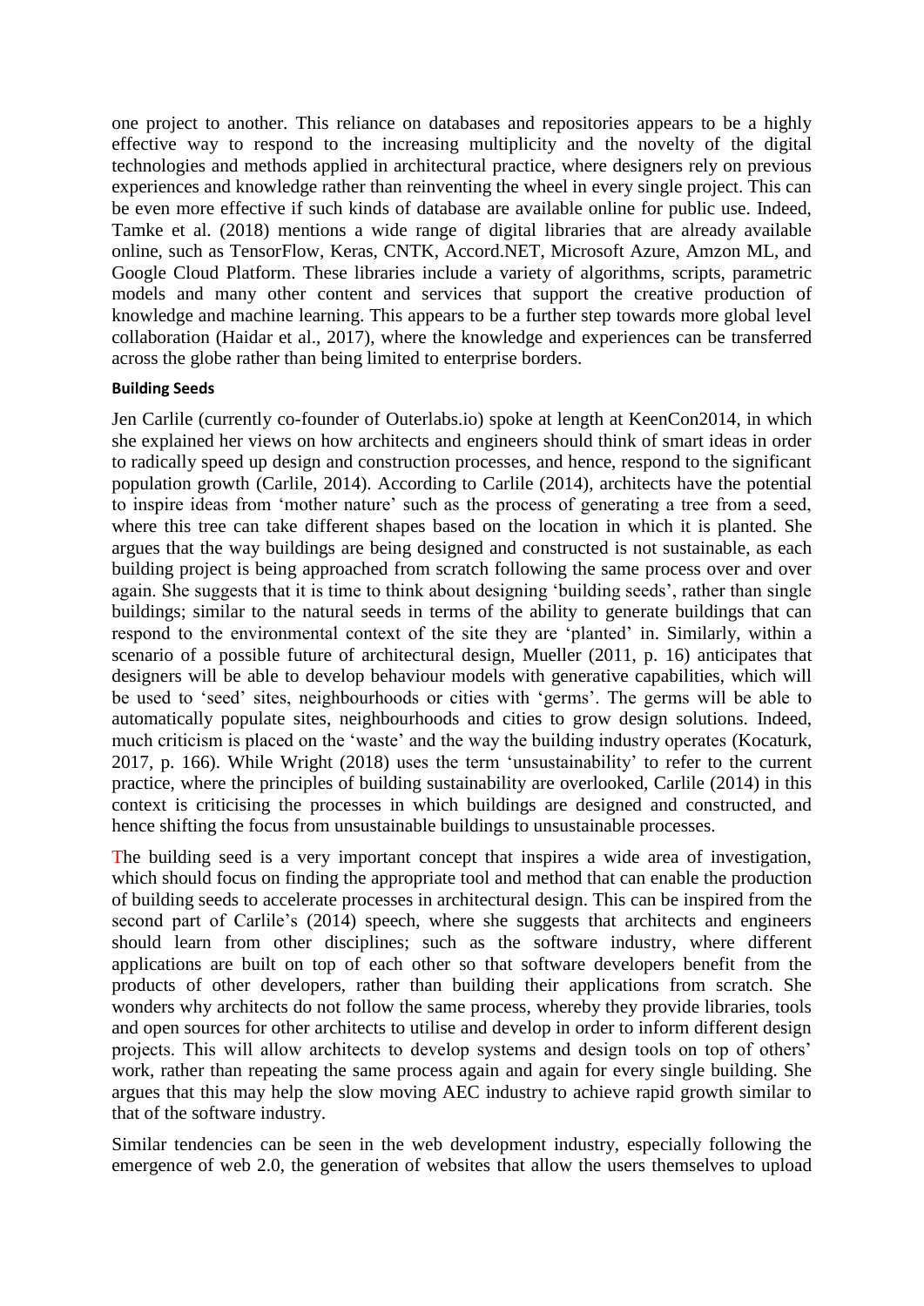one project to another. This reliance on databases and repositories appears to be a highly effective way to respond to the increasing multiplicity and the novelty of the digital technologies and methods applied in architectural practice, where designers rely on previous experiences and knowledge rather than reinventing the wheel in every single project. This can be even more effective if such kinds of database are available online for public use. Indeed, Tamke et al. (2018) mentions a wide range of digital libraries that are already available online, such as TensorFlow, Keras, CNTK, Accord.NET, Microsoft Azure, Amzon ML, and Google Cloud Platform. These libraries include a variety of algorithms, scripts, parametric models and many other content and services that support the creative production of knowledge and machine learning. This appears to be a further step towards more global level collaboration (Haidar et al., 2017), where the knowledge and experiences can be transferred across the globe rather than being limited to enterprise borders.

#### Building Seeds

Jen Carlile (currently co-founder of Outerlabs.io) spoke at length at KeenCon2014, in which she explained her views on how architects and engineers should think of smart ideas in order to radically speed up design and construction processes, and hence, respond to the significant population growth (Carlile, 2014). According to Carlile (2014), architects have the potential to inspire ideas from 'mother nature' such as the process of generating a tree from a seed, where this tree can take different shapes based on the location in which it is planted. She argues that the way buildings are being designed and constructed is not sustainable, as each building project is being approached from scratch following the same process over and over again. She suggests that it is time to think about designing 'building seeds', rather than single buildings; similar to the natural seeds in terms of the ability to generate buildings that can respond to the environmental context of the site they are 'planted' in. Similarly, within a scenario of a possible future of architectural design, Mueller (2011, p. 16) anticipates that designers will be able to develop behaviour models with generative capabilities, which will be used to 'seed' sites, neighbourhoods or cities with 'germs'. The germs will be able to automatically populate sites, neighbourhoods and cities to grow design solutions. Indeed, much criticism is placed on the 'waste' and the way the building industry operates (Kocaturk, 2017, p. 166). While Wright (2018) uses the term 'unsustainability' to refer to the current practice, where the principles of building sustainability are overlooked, Carlile (2014) in this context is criticising the processes in which buildings are designed and constructed, and hence shifting the focus from unsustainable buildings to unsustainable processes.

The building seed is a very important concept that inspires a wide area of investigation, which should focus on finding the appropriate tool and method that can enable the production of building seeds to accelerate processes in architectural design. This can be inspired from the second part of Carlile's (2014) speech, where she suggests that architects and engineers should learn from other disciplines; such as the software industry, where different applications are built on top of each other so that software developers benefit from the products of other developers, rather than building their applications from scratch. She wonders why architects do not follow the same process, whereby they provide libraries, tools and open sources for other architects to utilise and develop in order to inform different design projects. This will allow architects to develop systems and design tools on top of others' work, rather than repeating the same process again and again for every single building. She argues that this may help the slow moving AEC industry to achieve rapid growth similar to that of the software industry.

Similar tendencies can be seen in the web development industry, especially following the emergence of web 2.0, the generation of websites that allow the users themselves to upload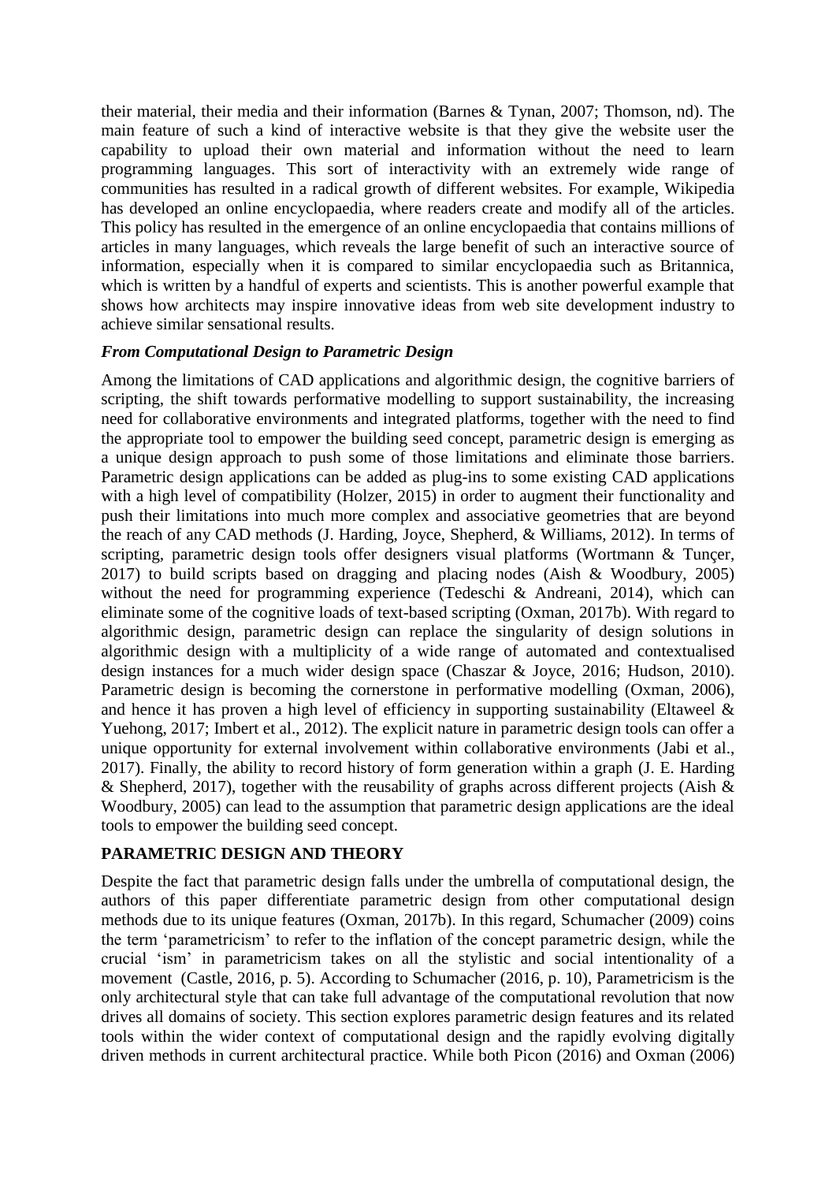their material, their media and their information (Barnes & Tynan, 2007; Thomson, nd). The main feature of such a kind of interactive website is that they give the website user the capability to upload their own material and information without the need to learn programming languages. This sort of interactivity with an extremely wide range of communities has resulted in a radical growth of different websites. For example, Wikipedia has developed an online encyclopaedia, where readers create and modify all of the articles. This policy has resulted in the emergence of an online encyclopaedia that contains millions of articles in many languages, which reveals the large benefit of such an interactive source of information, especially when it is compared to similar encyclopaedia such as Britannica, which is written by a handful of experts and scientists. This is another powerful example that shows how architects may inspire innovative ideas from web site development industry to achieve similar sensational results.

### *From Computational Design to Parametric Design*

Among the limitations of CAD applications and algorithmic design, the cognitive barriers of scripting, the shift towards performative modelling to support sustainability, the increasing need for collaborative environments and integrated platforms, together with the need to find the appropriate tool to empower the building seed concept, parametric design is emerging as a unique design approach to push some of those limitations and eliminate those barriers. Parametric design applications can be added as plug-ins to some existing CAD applications with a high level of compatibility (Holzer, 2015) in order to augment their functionality and push their limitations into much more complex and associative geometries that are beyond the reach of any CAD methods (J. Harding, Joyce, Shepherd, & Williams, 2012). In terms of scripting, parametric design tools offer designers visual platforms (Wortmann & Tunçer, 2017) to build scripts based on dragging and placing nodes (Aish & Woodbury, 2005) without the need for programming experience (Tedeschi & Andreani, 2014), which can eliminate some of the cognitive loads of text-based scripting (Oxman, 2017b). With regard to algorithmic design, parametric design can replace the singularity of design solutions in algorithmic design with a multiplicity of a wide range of automated and contextualised design instances for a much wider design space (Chaszar & Joyce, 2016; Hudson, 2010). Parametric design is becoming the cornerstone in performative modelling (Oxman, 2006), and hence it has proven a high level of efficiency in supporting sustainability (Eltaweel & Yuehong, 2017; Imbert et al., 2012). The explicit nature in parametric design tools can offer a unique opportunity for external involvement within collaborative environments (Jabi et al., 2017). Finally, the ability to record history of form generation within a graph (J. E. Harding & Shepherd, 2017), together with the reusability of graphs across different projects (Aish & Woodbury, 2005) can lead to the assumption that parametric design applications are the ideal tools to empower the building seed concept.

## PARAMETRIC DESIGN AND THEORY

Despite the fact that parametric design falls under the umbrella of computational design, the authors of this paper differentiate parametric design from other computational design methods due to its unique features (Oxman, 2017b). In this regard, Schumacher (2009) coins the term 'parametricism' to refer to the inflation of the concept parametric design, while the crucial 'ism' in parametricism takes on all the stylistic and social intentionality of a movement (Castle, 2016, p. 5). According to Schumacher (2016, p. 10), Parametricism is the only architectural style that can take full advantage of the computational revolution that now drives all domains of society. This section explores parametric design features and its related tools within the wider context of computational design and the rapidly evolving digitally driven methods in current architectural practice. While both Picon (2016) and Oxman (2006)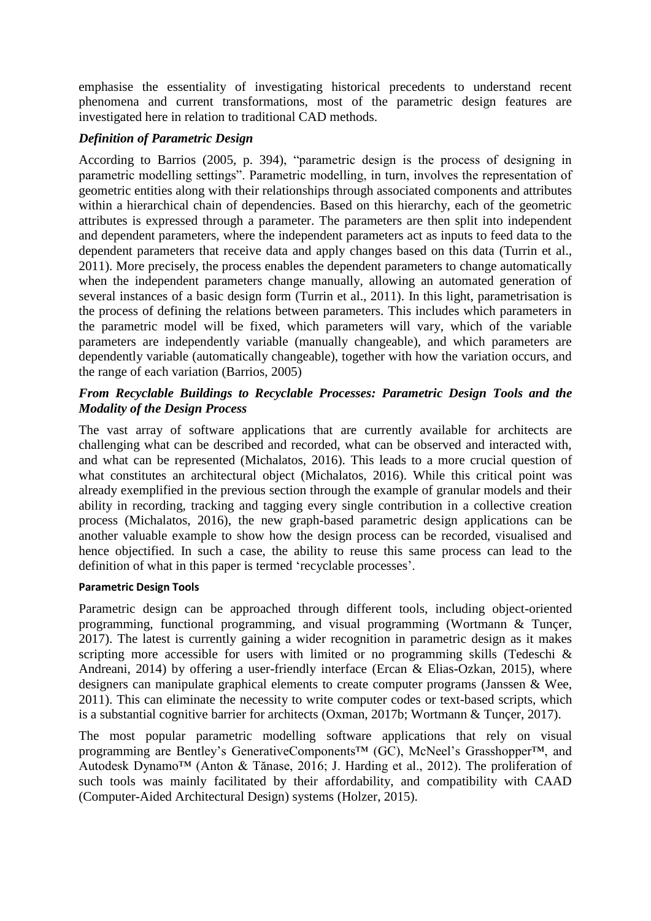emphasise the essentiality of investigating historical precedents to understand recent phenomena and current transformations, most of the parametric design features are investigated here in relation to traditional CAD methods.

### *Definition of Parametric Design*

According to Barrios (2005, p. 394), "parametric design is the process of designing in parametric modelling settings". Parametric modelling, in turn, involves the representation of geometric entities along with their relationships through associated components and attributes within a hierarchical chain of dependencies. Based on this hierarchy, each of the geometric attributes is expressed through a parameter. The parameters are then split into independent and dependent parameters, where the independent parameters act as inputs to feed data to the dependent parameters that receive data and apply changes based on this data (Turrin et al., 2011). More precisely, the process enables the dependent parameters to change automatically when the independent parameters change manually, allowing an automated generation of several instances of a basic design form (Turrin et al., 2011). In this light, parametrisation is the process of defining the relations between parameters. This includes which parameters in the parametric model will be fixed, which parameters will vary, which of the variable parameters are independently variable (manually changeable), and which parameters are dependently variable (automatically changeable), together with how the variation occurs, and the range of each variation (Barrios, 2005)

### *From Recyclable Buildings to Recyclable Processes: Parametric Design Tools and the Modality of the Design Process*

The vast array of software applications that are currently available for architects are challenging what can be described and recorded, what can be observed and interacted with, and what can be represented (Michalatos, 2016). This leads to a more crucial question of what constitutes an architectural object (Michalatos, 2016). While this critical point was already exemplified in the previous section through the example of granular models and their ability in recording, tracking and tagging every single contribution in a collective creation process (Michalatos, 2016), the new graph-based parametric design applications can be another valuable example to show how the design process can be recorded, visualised and hence objectified. In such a case, the ability to reuse this same process can lead to the definition of what in this paper is termed 'recyclable processes'.

#### **Parametric Design Tools**

Parametric design can be approached through different tools, including object-oriented programming, functional programming, and visual programming (Wortmann & Tunçer, 2017). The latest is currently gaining a wider recognition in parametric design as it makes scripting more accessible for users with limited or no programming skills (Tedeschi & Andreani, 2014) by offering a user-friendly interface (Ercan & Elias-Ozkan, 2015), where designers can manipulate graphical elements to create computer programs (Janssen & Wee, 2011). This can eliminate the necessity to write computer codes or text-based scripts, which is a substantial cognitive barrier for architects (Oxman, 2017b; Wortmann & Tunçer, 2017).

The most popular parametric modelling software applications that rely on visual programming are Bentley's GenerativeComponents™ (GC), McNeel's Grasshopper™, and Autodesk Dynamo™ (Anton & Tănase, 2016; J. Harding et al., 2012). The proliferation of such tools was mainly facilitated by their affordability, and compatibility with CAAD (Computer-Aided Architectural Design) systems (Holzer, 2015).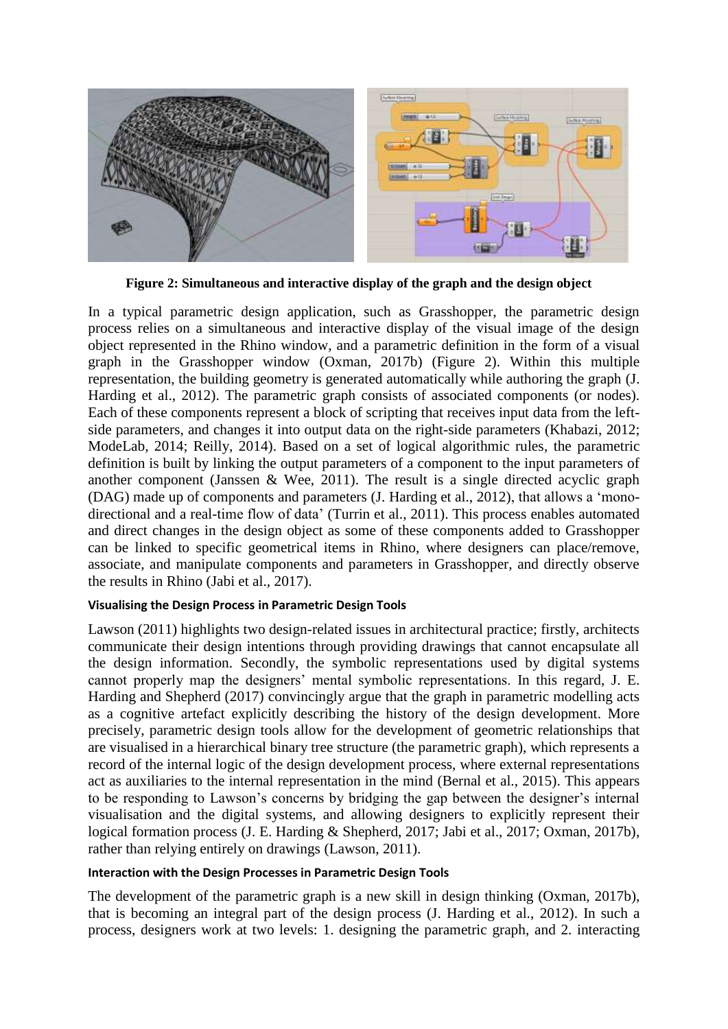**Figure 2: Simultaneous and interactive display of the graph and the design object**

In a typical parametric design application, such as Grasshopper, the parametric design process relies on a simultaneous and interactive display of the visual image of the design object represented in the Rhino window, and a parametric definition in the form of a visual graph in the Grasshopper window (Oxman, 2017b) (Figure 2). Within this multiple representation, the building geometry is generated automatically while authoring the graph (J. Harding et al., 2012). The parametric graph consists of associated components (or nodes). Each of these components represent a block of scripting that receives input data from the left-side parameters, and changes it into output data on the right-side parameters (Khabazi, 2012; ModeLab, 2014; Reilly, 2014). Based on a set of logical algorithmic rules, the parametric definition is built by linking the output parameters of a component to the input parameters of another component (Janssen & Wee, 2011). The result is a single directed acyclic graph (DAG) made up of components and parameters (J. Harding et al., 2012), that allows a 'mono-directional and a real-time flow of data' (Turrin et al., 2011). This process enables automated and direct changes in the design object as some of these components added to Grasshopper can be linked to specific geometrical items in Rhino, where designers can place/remove, associate, and manipulate components and parameters in Grasshopper, and directly observe the results in Rhino (Jabi et al., 2017).

#### Visualising the Design Process in Parametric Design Tools

Lawson (2011) highlights two design-related issues in architectural practice; firstly, architects communicate their design intentions through providing drawings that cannot encapsulate all the design information. Secondly, the symbolic representations used by digital systems cannot properly map the designers' mental symbolic representations. In this regard, J. E. Harding and Shepherd (2017) convincingly argue that the graph in parametric modelling acts as a cognitive artefact explicitly describing the history of the design development. More precisely, parametric design tools allow for the development of geometric relationships that are visualised in a hierarchical binary tree structure (the parametric graph), which represents a record of the internal logic of the design development process, where external representations act as auxiliaries to the internal representation in the mind (Bernal et al., 2015). This appears to be responding to Lawson's concerns by bridging the gap between the designer's internal visualisation and the digital systems, and allowing designers to explicitly represent their logical formation process (J. E. Harding & Shepherd, 2017; Jabi et al., 2017; Oxman, 2017b), rather than relying entirely on drawings (Lawson, 2011).

#### Interaction with the Design Processes in Parametric Design Tools

The development of the parametric graph is a new skill in design thinking (Oxman, 2017b), that is becoming an integral part of the design process (J. Harding et al., 2012). In such a process, designers work at two levels: 1. designing the parametric graph, and 2. interacting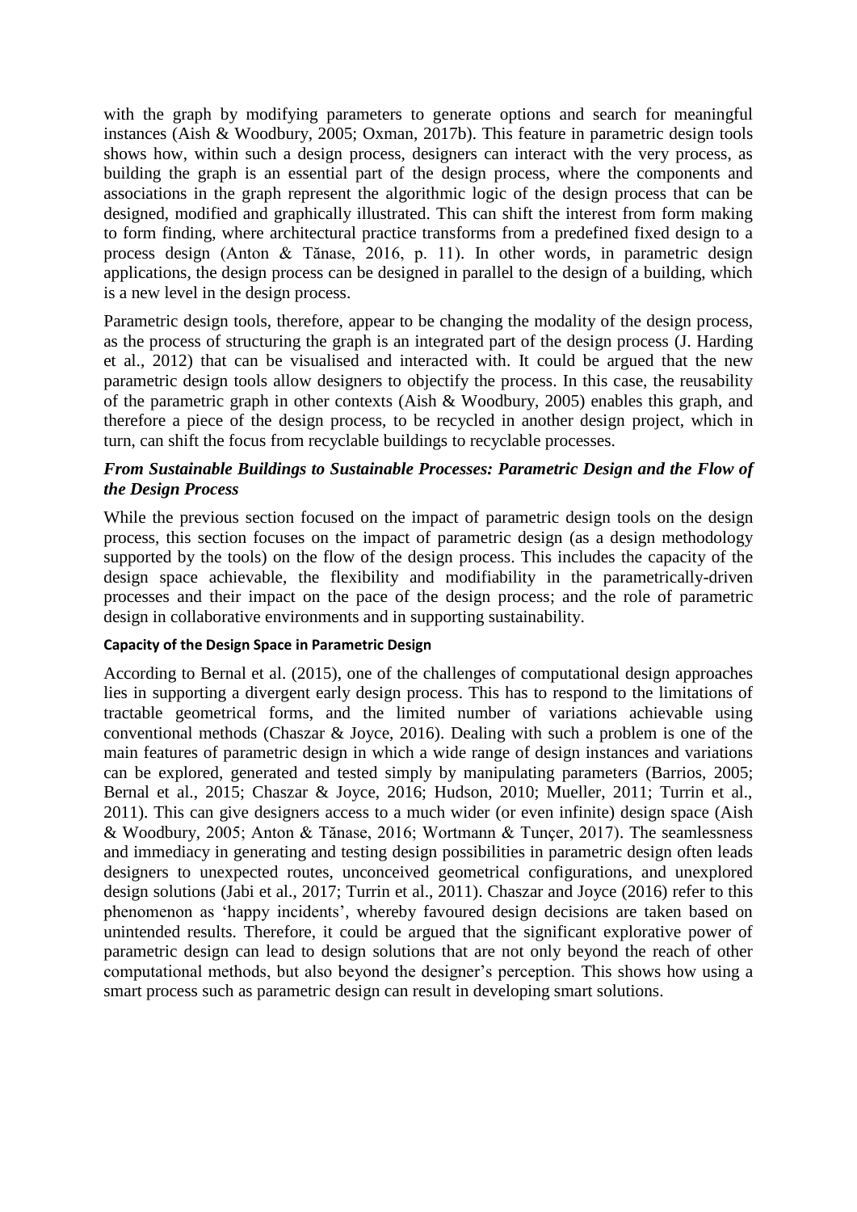with the graph by modifying parameters to generate options and search for meaningful instances (Aish & Woodbury, 2005; Oxman, 2017b). This feature in parametric design tools shows how, within such a design process, designers can interact with the very process, as building the graph is an essential part of the design process, where the components and associations in the graph represent the algorithmic logic of the design process that can be designed, modified and graphically illustrated. This can shift the interest from form making to form finding, where architectural practice transforms from a predefined fixed design to a process design (Anton & Tănase, 2016, p. 11). In other words, in parametric design applications, the design process can be designed in parallel to the design of a building, which is a new level in the design process.

Parametric design tools, therefore, appear to be changing the modality of the design process, as the process of structuring the graph is an integrated part of the design process (J. Harding et al., 2012) that can be visualised and interacted with. It could be argued that the new parametric design tools allow designers to objectify the process. In this case, the reusability of the parametric graph in other contexts (Aish & Woodbury, 2005) enables this graph, and therefore a piece of the design process, to be recycled in another design project, which in turn, can shift the focus from recyclable buildings to recyclable processes.

### *From Sustainable Buildings to Sustainable Processes: Parametric Design and the Flow of the Design Process*

While the previous section focused on the impact of parametric design tools on the design process, this section focuses on the impact of parametric design (as a design methodology supported by the tools) on the flow of the design process. This includes the capacity of the design space achievable, the flexibility and modifiability in the parametrically-driven processes and their impact on the pace of the design process; and the role of parametric design in collaborative environments and in supporting sustainability.

#### **Capacity of the Design Space in Parametric Design**

According to Bernal et al. (2015), one of the challenges of computational design approaches lies in supporting a divergent early design process. This has to respond to the limitations of tractable geometrical forms, and the limited number of variations achievable using conventional methods (Chaszar & Joyce, 2016). Dealing with such a problem is one of the main features of parametric design in which a wide range of design instances and variations can be explored, generated and tested simply by manipulating parameters (Barrios, 2005; Bernal et al., 2015; Chaszar & Joyce, 2016; Hudson, 2010; Mueller, 2011; Turrin et al., 2011). This can give designers access to a much wider (or even infinite) design space (Aish & Woodbury, 2005; Anton & Tănase, 2016; Wortmann & Tunçer, 2017). The seamlessness and immediacy in generating and testing design possibilities in parametric design often leads designers to unexpected routes, unconceived geometrical configurations, and unexplored design solutions (Jabi et al., 2017; Turrin et al., 2011). Chaszar and Joyce (2016) refer to this phenomenon as 'happy incidents', whereby favoured design decisions are taken based on unintended results. Therefore, it could be argued that the significant explorative power of parametric design can lead to design solutions that are not only beyond the reach of other computational methods, but also beyond the designer's perception. This shows how using a smart process such as parametric design can result in developing smart solutions.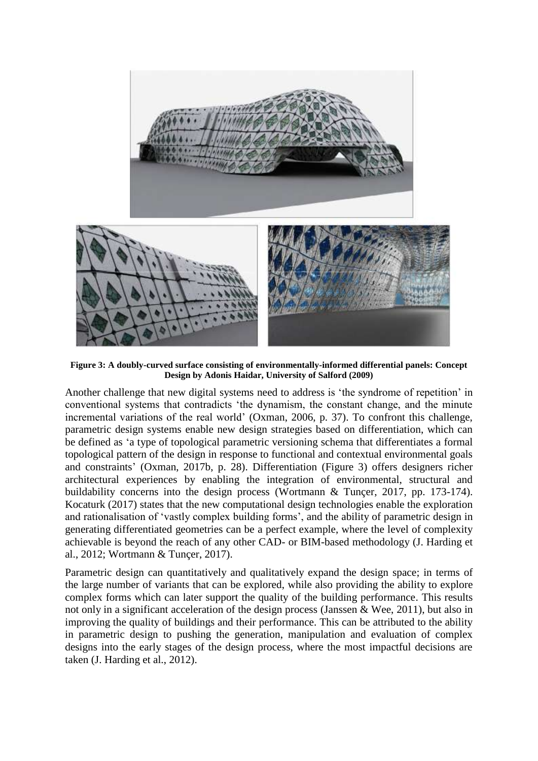**Figure 3: A doubly-curved surface consisting of environmentally-informed differential panels: Concept Design by Adonis Haidar, University of Salford (2009)**

Another challenge that new digital systems need to address is 'the syndrome of repetition' in conventional systems that contradicts 'the dynamism, the constant change, and the minute incremental variations of the real world' (Oxman, 2006, p. 37). To confront this challenge, parametric design systems enable new design strategies based on differentiation, which can be defined as 'a type of topological parametric versioning schema that differentiates a formal topological pattern of the design in response to functional and contextual environmental goals and constraints' (Oxman, 2017b, p. 28). Differentiation (Figure 3) offers designers richer architectural experiences by enabling the integration of environmental, structural and buildability concerns into the design process (Wortmann & Tunçer, 2017, pp. 173-174). Kocaturk (2017) states that the new computational design technologies enable the exploration and rationalisation of 'vastly complex building forms', and the ability of parametric design in generating differentiated geometries can be a perfect example, where the level of complexity achievable is beyond the reach of any other CAD- or BIM-based methodology (J. Harding et al., 2012; Wortmann & Tunçer, 2017).

Parametric design can quantitatively and qualitatively expand the design space; in terms of the large number of variants that can be explored, while also providing the ability to explore complex forms which can later support the quality of the building performance. This results not only in a significant acceleration of the design process (Janssen & Wee, 2011), but also in improving the quality of buildings and their performance. This can be attributed to the ability in parametric design to pushing the generation, manipulation and evaluation of complex designs into the early stages of the design process, where the most impactful decisions are taken (J. Harding et al., 2012).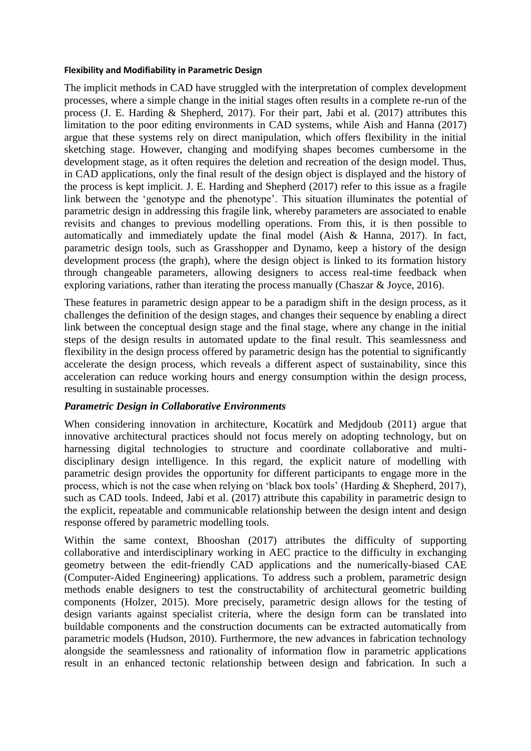#### **Flexibility and Modifiability in Parametric Design**

The implicit methods in CAD have struggled with the interpretation of complex development processes, where a simple change in the initial stages often results in a complete re-run of the process (J. E. Harding & Shepherd, 2017). For their part, Jabi et al. (2017) attributes this limitation to the poor editing environments in CAD systems, while Aish and Hanna (2017) argue that these systems rely on direct manipulation, which offers flexibility in the initial sketching stage. However, changing and modifying shapes becomes cumbersome in the development stage, as it often requires the deletion and recreation of the design model. Thus, in CAD applications, only the final result of the design object is displayed and the history of the process is kept implicit. J. E. Harding and Shepherd (2017) refer to this issue as a fragile link between the 'genotype and the phenotype'. This situation illuminates the potential of parametric design in addressing this fragile link, whereby parameters are associated to enable revisits and changes to previous modelling operations. From this, it is then possible to automatically and immediately update the final model (Aish & Hanna, 2017). In fact, parametric design tools, such as Grasshopper and Dynamo, keep a history of the design development process (the graph), where the design object is linked to its formation history through changeable parameters, allowing designers to access real-time feedback when exploring variations, rather than iterating the process manually (Chaszar & Joyce, 2016).

These features in parametric design appear to be a paradigm shift in the design process, as it challenges the definition of the design stages, and changes their sequence by enabling a direct link between the conceptual design stage and the final stage, where any change in the initial steps of the design results in automated update to the final result. This seamlessness and flexibility in the design process offered by parametric design has the potential to significantly accelerate the design process, which reveals a different aspect of sustainability, since this acceleration can reduce working hours and energy consumption within the design process, resulting in sustainable processes.

### *Parametric Design in Collaborative Environments*

When considering innovation in architecture, Kocatürk and Medjdoub (2011) argue that innovative architectural practices should not focus merely on adopting technology, but on harnessing digital technologies to structure and coordinate collaborative and multi-disciplinary design intelligence. In this regard, the explicit nature of modelling with parametric design provides the opportunity for different participants to engage more in the process, which is not the case when relying on 'black box tools' (Harding & Shepherd, 2017), such as CAD tools. Indeed, Jabi et al. (2017) attribute this capability in parametric design to the explicit, repeatable and communicable relationship between the design intent and design response offered by parametric modelling tools.

Within the same context, Bhooshan (2017) attributes the difficulty of supporting collaborative and interdisciplinary working in AEC practice to the difficulty in exchanging geometry between the edit-friendly CAD applications and the numerically-biased CAE (Computer-Aided Engineering) applications. To address such a problem, parametric design methods enable designers to test the constructability of architectural geometric building components (Holzer, 2015). More precisely, parametric design allows for the testing of design variants against specialist criteria, where the design form can be translated into buildable components and the construction documents can be extracted automatically from parametric models (Hudson, 2010). Furthermore, the new advances in fabrication technology alongside the seamlessness and rationality of information flow in parametric applications result in an enhanced tectonic relationship between design and fabrication. In such a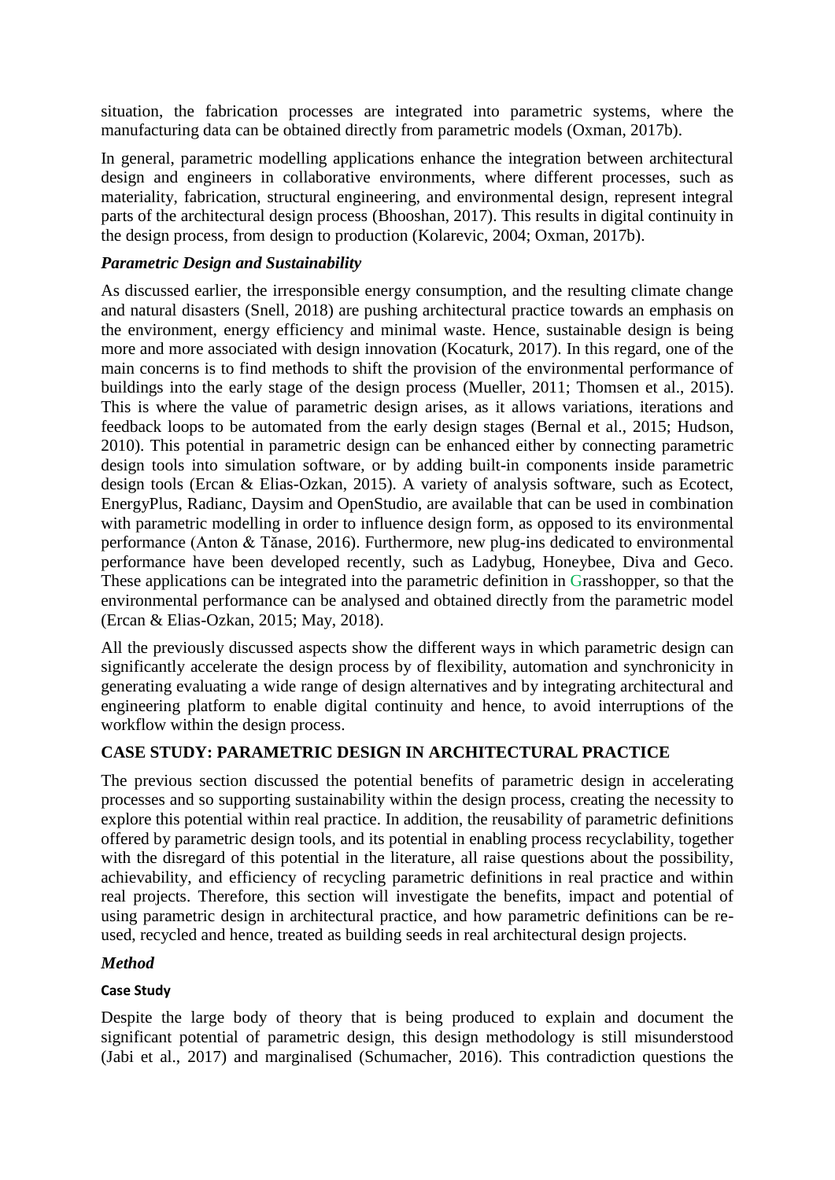situation, the fabrication processes are integrated into parametric systems, where the manufacturing data can be obtained directly from parametric models (Oxman, 2017b).

In general, parametric modelling applications enhance the integration between architectural design and engineers in collaborative environments, where different processes, such as materiality, fabrication, structural engineering, and environmental design, represent integral parts of the architectural design process (Bhooshan, 2017). This results in digital continuity in the design process, from design to production (Kolarevic, 2004; Oxman, 2017b).

### *Parametric Design and Sustainability*

As discussed earlier, the irresponsible energy consumption, and the resulting climate change and natural disasters (Snell, 2018) are pushing architectural practice towards an emphasis on the environment, energy efficiency and minimal waste. Hence, sustainable design is being more and more associated with design innovation (Kocaturk, 2017). In this regard, one of the main concerns is to find methods to shift the provision of the environmental performance of buildings into the early stage of the design process (Mueller, 2011; Thomsen et al., 2015). This is where the value of parametric design arises, as it allows variations, iterations and feedback loops to be automated from the early design stages (Bernal et al., 2015; Hudson, 2010). This potential in parametric design can be enhanced either by connecting parametric design tools into simulation software, or by adding built-in components inside parametric design tools (Ercan & Elias-Ozkan, 2015). A variety of analysis software, such as Ecotect, EnergyPlus, Radianc, Daysim and OpenStudio, are available that can be used in combination with parametric modelling in order to influence design form, as opposed to its environmental performance (Anton & Tănase, 2016). Furthermore, new plug-ins dedicated to environmental performance have been developed recently, such as Ladybug, Honeybee, Diva and Geco. These applications can be integrated into the parametric definition in Grasshopper, so that the environmental performance can be analysed and obtained directly from the parametric model (Ercan & Elias-Ozkan, 2015; May, 2018).

All the previously discussed aspects show the different ways in which parametric design can significantly accelerate the design process by of flexibility, automation and synchronicity in generating evaluating a wide range of design alternatives and by integrating architectural and engineering platform to enable digital continuity and hence, to avoid interruptions of the workflow within the design process.

## CASE STUDY: PARAMETRIC DESIGN IN ARCHITECTURAL PRACTICE

The previous section discussed the potential benefits of parametric design in accelerating processes and so supporting sustainability within the design process, creating the necessity to explore this potential within real practice. In addition, the reusability of parametric definitions offered by parametric design tools, and its potential in enabling process recyclability, together with the disregard of this potential in the literature, all raise questions about the possibility, achievability, and efficiency of recycling parametric definitions in real practice and within real projects. Therefore, this section will investigate the benefits, impact and potential of using parametric design in architectural practice, and how parametric definitions can be re-used, recycled and hence, treated as building seeds in real architectural design projects.

### *Method*

#### Case Study

Despite the large body of theory that is being produced to explain and document the significant potential of parametric design, this design methodology is still misunderstood (Jabi et al., 2017) and marginalised (Schumacher, 2016). This contradiction questions the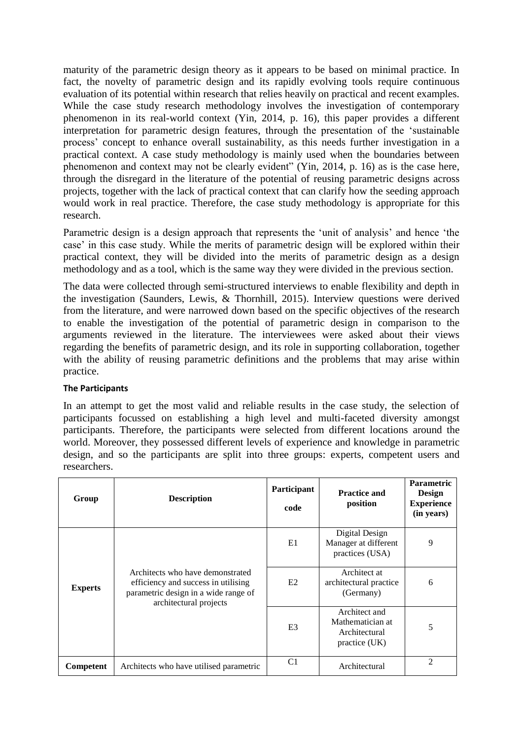maturity of the parametric design theory as it appears to be based on minimal practice. In fact, the novelty of parametric design and its rapidly evolving tools require continuous evaluation of its potential within research that relies heavily on practical and recent examples. While the case study research methodology involves the investigation of contemporary phenomenon in its real-world context (Yin, 2014, p. 16), this paper provides a different interpretation for parametric design features, through the presentation of the 'sustainable process' concept to enhance overall sustainability, as this needs further investigation in a practical context. A case study methodology is mainly used when the boundaries between phenomenon and context may not be clearly evident" (Yin, 2014, p. 16) as is the case here, through the disregard in the literature of the potential of reusing parametric designs across projects, together with the lack of practical context that can clarify how the seeding approach would work in real practice. Therefore, the case study methodology is appropriate for this research.

Parametric design is a design approach that represents the 'unit of analysis' and hence 'the case' in this case study. While the merits of parametric design will be explored within their practical context, they will be divided into the merits of parametric design as a design methodology and as a tool, which is the same way they were divided in the previous section.

The data were collected through semi-structured interviews to enable flexibility and depth in the investigation (Saunders, Lewis, & Thornhill, 2015). Interview questions were derived from the literature, and were narrowed down based on the specific objectives of the research to enable the investigation of the potential of parametric design in comparison to the arguments reviewed in the literature. The interviewees were asked about their views regarding the benefits of parametric design, and its role in supporting collaboration, together with the ability of reusing parametric definitions and the problems that may arise within practice.

**The Participants**

In an attempt to get the most valid and reliable results in the case study, the selection of participants focussed on establishing a high level and multi-faceted diversity amongst participants. Therefore, the participants were selected from different locations around the world. Moreover, they possessed different levels of experience and knowledge in parametric design, and so the participants are split into three groups: experts, competent users and researchers.

| Group | Description | Participant code | Practice and position | Parametric Design Experience (in years) |
|---|---|---|---|---|
| **Experts** | Architects who have demonstrated efficiency and success in utilising parametric design in a wide range of architectural projects | E1 | Digital Design Manager at different practices (USA) | 9 |
| | | E2 | Architect at architectural practice (Germany) | 6 |
| | | E3 | Architect and Mathematician at Architectural practice (UK) | 5 |
| **Competent** | Architects who have utilised parametric | C1 | Architectural | 2 |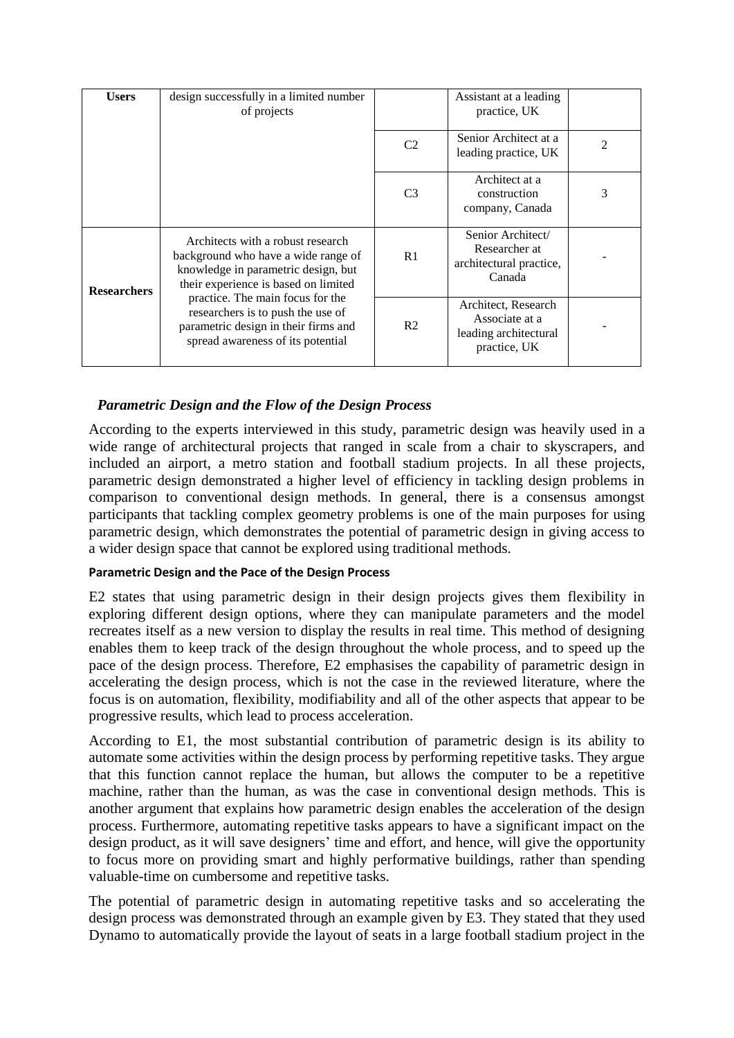| | | | | |
|---|---|---|---|---|
| **Users** | design successfully in a limited number of projects | | Assistant at a leading practice, UK | |
| | | C2 | Senior Architect at a leading practice, UK | 2 |
| | | C3 | Architect at a construction company, Canada | 3 |
| **Researchers** | Architects with a robust research background who have a wide range of knowledge in parametric design, but their experience is based on limited practice. The main focus for the researchers is to push the use of parametric design in their firms and spread awareness of its potential | R1 | Senior Architect/ Researcher at architectural practice, Canada | - |
| | | R2 | Architect, Research Associate at a leading architectural practice, UK | - |

### *Parametric Design and the Flow of the Design Process*

According to the experts interviewed in this study, parametric design was heavily used in a wide range of architectural projects that ranged in scale from a chair to skyscrapers, and included an airport, a metro station and football stadium projects. In all these projects, parametric design demonstrated a higher level of efficiency in tackling design problems in comparison to conventional design methods. In general, there is a consensus amongst participants that tackling complex geometry problems is one of the main purposes for using parametric design, which demonstrates the potential of parametric design in giving access to a wider design space that cannot be explored using traditional methods.

#### Parametric Design and the Pace of the Design Process

E2 states that using parametric design in their design projects gives them flexibility in exploring different design options, where they can manipulate parameters and the model recreates itself as a new version to display the results in real time. This method of designing enables them to keep track of the design throughout the whole process, and to speed up the pace of the design process. Therefore, E2 emphasises the capability of parametric design in accelerating the design process, which is not the case in the reviewed literature, where the focus is on automation, flexibility, modifiability and all of the other aspects that appear to be progressive results, which lead to process acceleration.

According to E1, the most substantial contribution of parametric design is its ability to automate some activities within the design process by performing repetitive tasks. They argue that this function cannot replace the human, but allows the computer to be a repetitive machine, rather than the human, as was the case in conventional design methods. This is another argument that explains how parametric design enables the acceleration of the design process. Furthermore, automating repetitive tasks appears to have a significant impact on the design product, as it will save designers' time and effort, and hence, will give the opportunity to focus more on providing smart and highly performative buildings, rather than spending valuable-time on cumbersome and repetitive tasks.

The potential of parametric design in automating repetitive tasks and so accelerating the design process was demonstrated through an example given by E3. They stated that they used Dynamo to automatically provide the layout of seats in a large football stadium project in the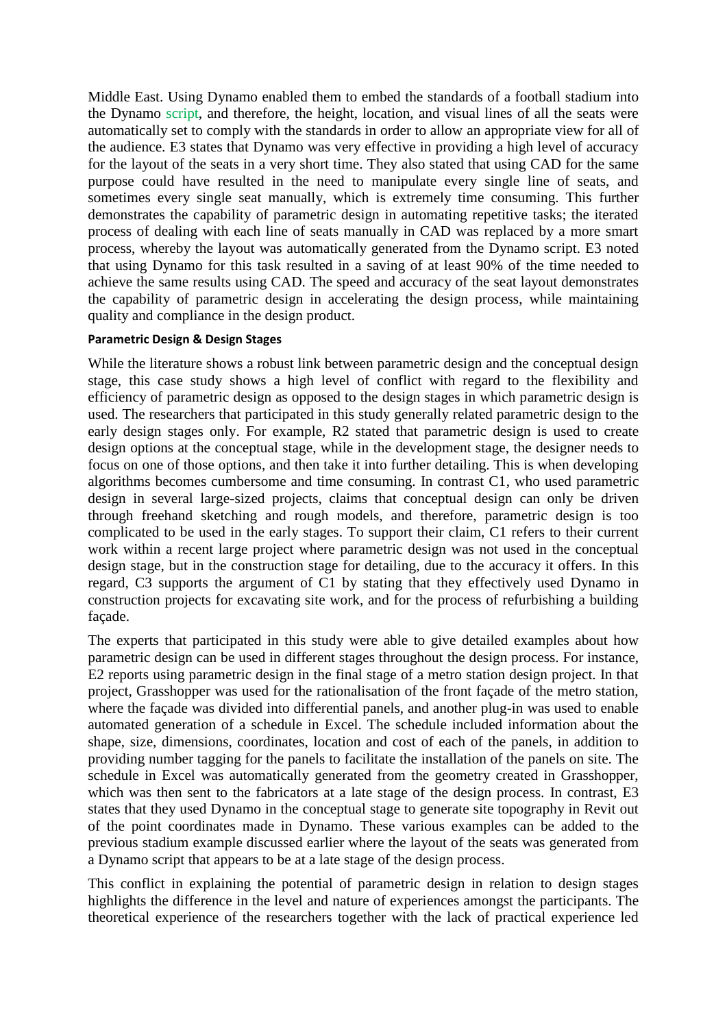Middle East. Using Dynamo enabled them to embed the standards of a football stadium into the Dynamo script, and therefore, the height, location, and visual lines of all the seats were automatically set to comply with the standards in order to allow an appropriate view for all of the audience. E3 states that Dynamo was very effective in providing a high level of accuracy for the layout of the seats in a very short time. They also stated that using CAD for the same purpose could have resulted in the need to manipulate every single line of seats, and sometimes every single seat manually, which is extremely time consuming. This further demonstrates the capability of parametric design in automating repetitive tasks; the iterated process of dealing with each line of seats manually in CAD was replaced by a more smart process, whereby the layout was automatically generated from the Dynamo script. E3 noted that using Dynamo for this task resulted in a saving of at least 90% of the time needed to achieve the same results using CAD. The speed and accuracy of the seat layout demonstrates the capability of parametric design in accelerating the design process, while maintaining quality and compliance in the design product.

**Parametric Design & Design Stages**

While the literature shows a robust link between parametric design and the conceptual design stage, this case study shows a high level of conflict with regard to the flexibility and efficiency of parametric design as opposed to the design stages in which parametric design is used. The researchers that participated in this study generally related parametric design to the early design stages only. For example, R2 stated that parametric design is used to create design options at the conceptual stage, while in the development stage, the designer needs to focus on one of those options, and then take it into further detailing. This is when developing algorithms becomes cumbersome and time consuming. In contrast C1, who used parametric design in several large-sized projects, claims that conceptual design can only be driven through freehand sketching and rough models, and therefore, parametric design is too complicated to be used in the early stages. To support their claim, C1 refers to their current work within a recent large project where parametric design was not used in the conceptual design stage, but in the construction stage for detailing, due to the accuracy it offers. In this regard, C3 supports the argument of C1 by stating that they effectively used Dynamo in construction projects for excavating site work, and for the process of refurbishing a building façade.

The experts that participated in this study were able to give detailed examples about how parametric design can be used in different stages throughout the design process. For instance, E2 reports using parametric design in the final stage of a metro station design project. In that project, Grasshopper was used for the rationalisation of the front façade of the metro station, where the façade was divided into differential panels, and another plug-in was used to enable automated generation of a schedule in Excel. The schedule included information about the shape, size, dimensions, coordinates, location and cost of each of the panels, in addition to providing number tagging for the panels to facilitate the installation of the panels on site. The schedule in Excel was automatically generated from the geometry created in Grasshopper, which was then sent to the fabricators at a late stage of the design process. In contrast, E3 states that they used Dynamo in the conceptual stage to generate site topography in Revit out of the point coordinates made in Dynamo. These various examples can be added to the previous stadium example discussed earlier where the layout of the seats was generated from a Dynamo script that appears to be at a late stage of the design process.

This conflict in explaining the potential of parametric design in relation to design stages highlights the difference in the level and nature of experiences amongst the participants. The theoretical experience of the researchers together with the lack of practical experience led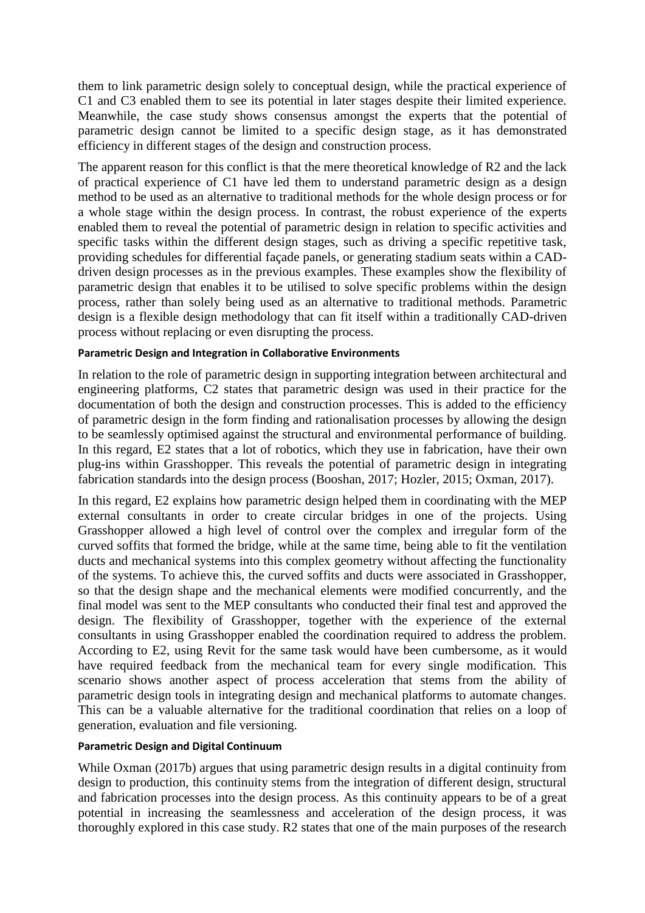them to link parametric design solely to conceptual design, while the practical experience of C1 and C3 enabled them to see its potential in later stages despite their limited experience. Meanwhile, the case study shows consensus amongst the experts that the potential of parametric design cannot be limited to a specific design stage, as it has demonstrated efficiency in different stages of the design and construction process.

The apparent reason for this conflict is that the mere theoretical knowledge of R2 and the lack of practical experience of C1 have led them to understand parametric design as a design method to be used as an alternative to traditional methods for the whole design process or for a whole stage within the design process. In contrast, the robust experience of the experts enabled them to reveal the potential of parametric design in relation to specific activities and specific tasks within the different design stages, such as driving a specific repetitive task, providing schedules for differential façade panels, or generating stadium seats within a CAD-driven design processes as in the previous examples. These examples show the flexibility of parametric design that enables it to be utilised to solve specific problems within the design process, rather than solely being used as an alternative to traditional methods. Parametric design is a flexible design methodology that can fit itself within a traditionally CAD-driven process without replacing or even disrupting the process.

#### Parametric Design and Integration in Collaborative Environments

In relation to the role of parametric design in supporting integration between architectural and engineering platforms, C2 states that parametric design was used in their practice for the documentation of both the design and construction processes. This is added to the efficiency of parametric design in the form finding and rationalisation processes by allowing the design to be seamlessly optimised against the structural and environmental performance of building. In this regard, E2 states that a lot of robotics, which they use in fabrication, have their own plug-ins within Grasshopper. This reveals the potential of parametric design in integrating fabrication standards into the design process (Booshan, 2017; Hozler, 2015; Oxman, 2017).

In this regard, E2 explains how parametric design helped them in coordinating with the MEP external consultants in order to create circular bridges in one of the projects. Using Grasshopper allowed a high level of control over the complex and irregular form of the curved soffits that formed the bridge, while at the same time, being able to fit the ventilation ducts and mechanical systems into this complex geometry without affecting the functionality of the systems. To achieve this, the curved soffits and ducts were associated in Grasshopper, so that the design shape and the mechanical elements were modified concurrently, and the final model was sent to the MEP consultants who conducted their final test and approved the design. The flexibility of Grasshopper, together with the experience of the external consultants in using Grasshopper enabled the coordination required to address the problem. According to E2, using Revit for the same task would have been cumbersome, as it would have required feedback from the mechanical team for every single modification. This scenario shows another aspect of process acceleration that stems from the ability of parametric design tools in integrating design and mechanical platforms to automate changes. This can be a valuable alternative for the traditional coordination that relies on a loop of generation, evaluation and file versioning.

#### Parametric Design and Digital Continuum

While Oxman (2017b) argues that using parametric design results in a digital continuity from design to production, this continuity stems from the integration of different design, structural and fabrication processes into the design process. As this continuity appears to be of a great potential in increasing the seamlessness and acceleration of the design process, it was thoroughly explored in this case study. R2 states that one of the main purposes of the research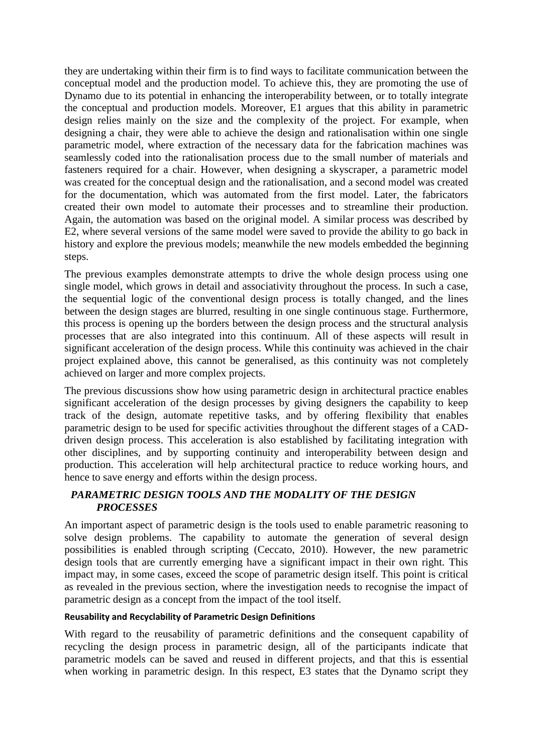they are undertaking within their firm is to find ways to facilitate communication between the conceptual model and the production model. To achieve this, they are promoting the use of Dynamo due to its potential in enhancing the interoperability between, or to totally integrate the conceptual and production models. Moreover, E1 argues that this ability in parametric design relies mainly on the size and the complexity of the project. For example, when designing a chair, they were able to achieve the design and rationalisation within one single parametric model, where extraction of the necessary data for the fabrication machines was seamlessly coded into the rationalisation process due to the small number of materials and fasteners required for a chair. However, when designing a skyscraper, a parametric model was created for the conceptual design and the rationalisation, and a second model was created for the documentation, which was automated from the first model. Later, the fabricators created their own model to automate their processes and to streamline their production. Again, the automation was based on the original model. A similar process was described by E2, where several versions of the same model were saved to provide the ability to go back in history and explore the previous models; meanwhile the new models embedded the beginning steps.

The previous examples demonstrate attempts to drive the whole design process using one single model, which grows in detail and associativity throughout the process. In such a case, the sequential logic of the conventional design process is totally changed, and the lines between the design stages are blurred, resulting in one single continuous stage. Furthermore, this process is opening up the borders between the design process and the structural analysis processes that are also integrated into this continuum. All of these aspects will result in significant acceleration of the design process. While this continuity was achieved in the chair project explained above, this cannot be generalised, as this continuity was not completely achieved on larger and more complex projects.

The previous discussions show how using parametric design in architectural practice enables significant acceleration of the design processes by giving designers the capability to keep track of the design, automate repetitive tasks, and by offering flexibility that enables parametric design to be used for specific activities throughout the different stages of a CAD-driven design process. This acceleration is also established by facilitating integration with other disciplines, and by supporting continuity and interoperability between design and production. This acceleration will help architectural practice to reduce working hours, and hence to save energy and efforts within the design process.

## *PARAMETRIC DESIGN TOOLS AND THE MODALITY OF THE DESIGN PROCESSES*

An important aspect of parametric design is the tools used to enable parametric reasoning to solve design problems. The capability to automate the generation of several design possibilities is enabled through scripting (Ceccato, 2010). However, the new parametric design tools that are currently emerging have a significant impact in their own right. This impact may, in some cases, exceed the scope of parametric design itself. This point is critical as revealed in the previous section, where the investigation needs to recognise the impact of parametric design as a concept from the impact of the tool itself.

### Reusability and Recyclability of Parametric Design Definitions

With regard to the reusability of parametric definitions and the consequent capability of recycling the design process in parametric design, all of the participants indicate that parametric models can be saved and reused in different projects, and that this is essential when working in parametric design. In this respect, E3 states that the Dynamo script they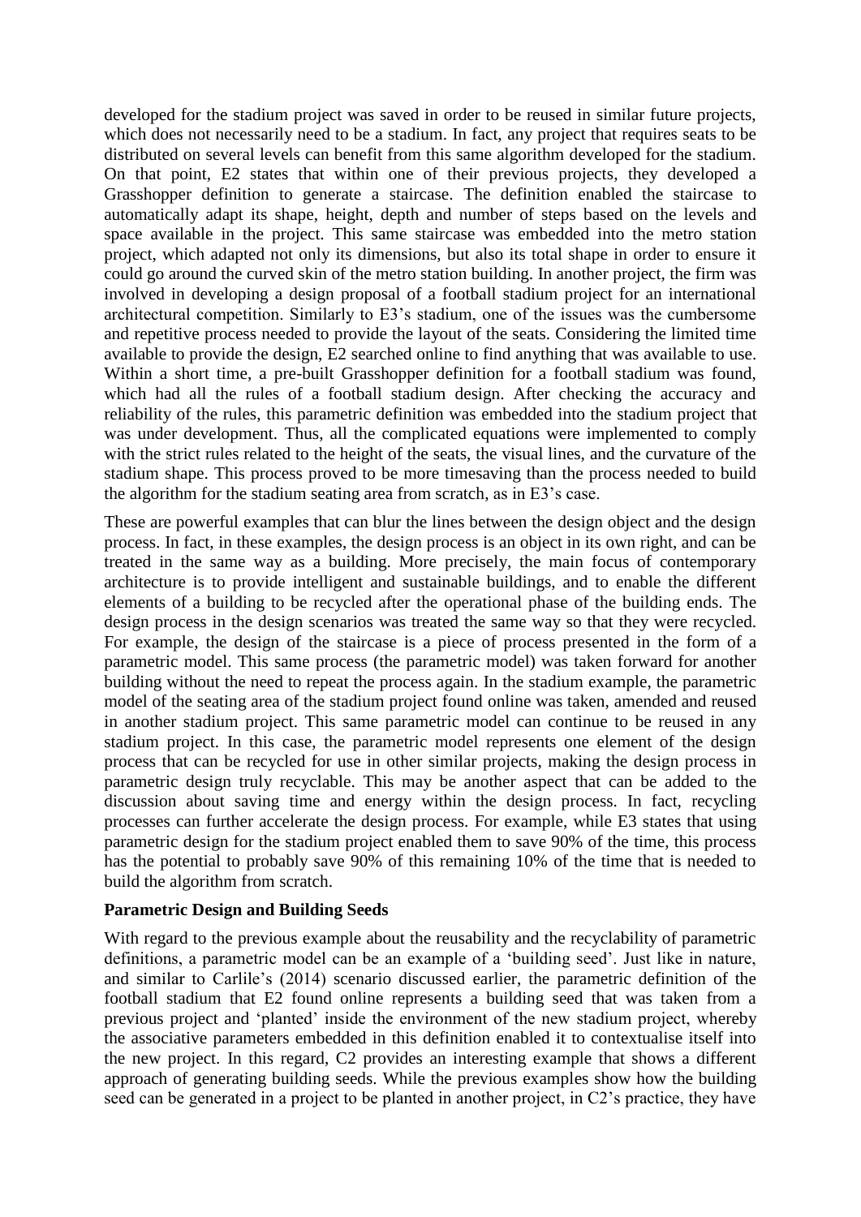developed for the stadium project was saved in order to be reused in similar future projects, which does not necessarily need to be a stadium. In fact, any project that requires seats to be distributed on several levels can benefit from this same algorithm developed for the stadium. On that point, E2 states that within one of their previous projects, they developed a Grasshopper definition to generate a staircase. The definition enabled the staircase to automatically adapt its shape, height, depth and number of steps based on the levels and space available in the project. This same staircase was embedded into the metro station project, which adapted not only its dimensions, but also its total shape in order to ensure it could go around the curved skin of the metro station building. In another project, the firm was involved in developing a design proposal of a football stadium project for an international architectural competition. Similarly to E3's stadium, one of the issues was the cumbersome and repetitive process needed to provide the layout of the seats. Considering the limited time available to provide the design, E2 searched online to find anything that was available to use. Within a short time, a pre-built Grasshopper definition for a football stadium was found, which had all the rules of a football stadium design. After checking the accuracy and reliability of the rules, this parametric definition was embedded into the stadium project that was under development. Thus, all the complicated equations were implemented to comply with the strict rules related to the height of the seats, the visual lines, and the curvature of the stadium shape. This process proved to be more timesaving than the process needed to build the algorithm for the stadium seating area from scratch, as in E3's case.

These are powerful examples that can blur the lines between the design object and the design process. In fact, in these examples, the design process is an object in its own right, and can be treated in the same way as a building. More precisely, the main focus of contemporary architecture is to provide intelligent and sustainable buildings, and to enable the different elements of a building to be recycled after the operational phase of the building ends. The design process in the design scenarios was treated the same way so that they were recycled. For example, the design of the staircase is a piece of process presented in the form of a parametric model. This same process (the parametric model) was taken forward for another building without the need to repeat the process again. In the stadium example, the parametric model of the seating area of the stadium project found online was taken, amended and reused in another stadium project. This same parametric model can continue to be reused in any stadium project. In this case, the parametric model represents one element of the design process that can be recycled for use in other similar projects, making the design process in parametric design truly recyclable. This may be another aspect that can be added to the discussion about saving time and energy within the design process. In fact, recycling processes can further accelerate the design process. For example, while E3 states that using parametric design for the stadium project enabled them to save 90% of the time, this process has the potential to probably save 90% of this remaining 10% of the time that is needed to build the algorithm from scratch.

**Parametric Design and Building Seeds**

With regard to the previous example about the reusability and the recyclability of parametric definitions, a parametric model can be an example of a 'building seed'. Just like in nature, and similar to Carlile's (2014) scenario discussed earlier, the parametric definition of the football stadium that E2 found online represents a building seed that was taken from a previous project and 'planted' inside the environment of the new stadium project, whereby the associative parameters embedded in this definition enabled it to contextualise itself into the new project. In this regard, C2 provides an interesting example that shows a different approach of generating building seeds. While the previous examples show how the building seed can be generated in a project to be planted in another project, in C2's practice, they have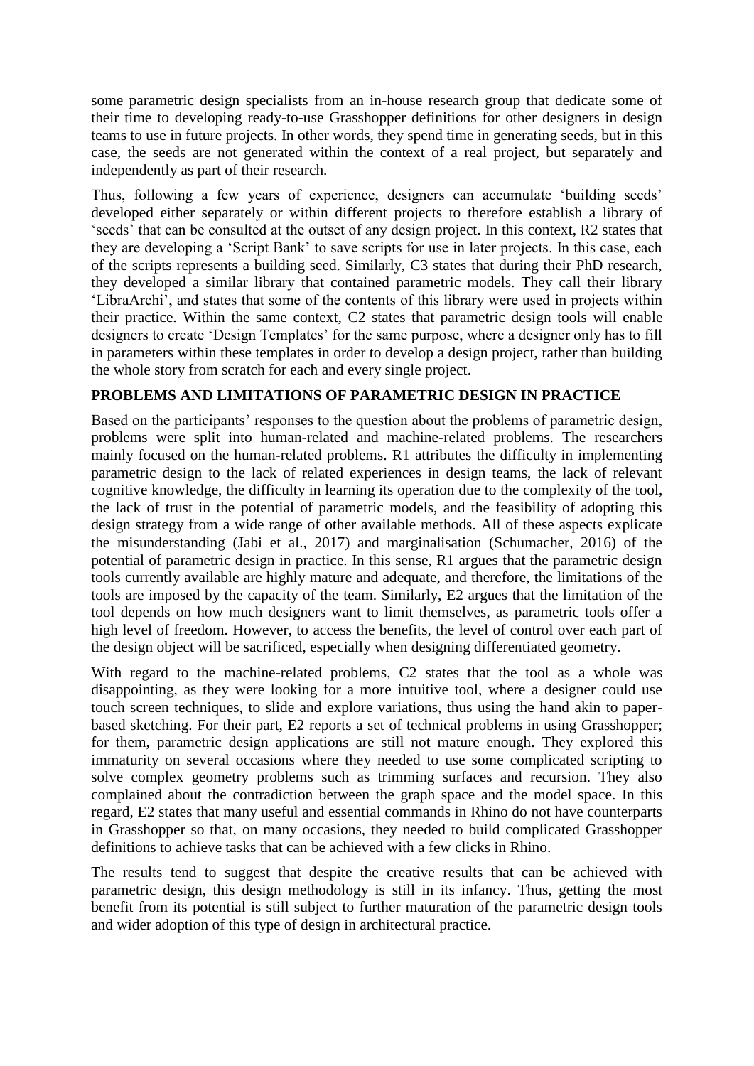some parametric design specialists from an in-house research group that dedicate some of their time to developing ready-to-use Grasshopper definitions for other designers in design teams to use in future projects. In other words, they spend time in generating seeds, but in this case, the seeds are not generated within the context of a real project, but separately and independently as part of their research.

Thus, following a few years of experience, designers can accumulate 'building seeds' developed either separately or within different projects to therefore establish a library of 'seeds' that can be consulted at the outset of any design project. In this context, R2 states that they are developing a 'Script Bank' to save scripts for use in later projects. In this case, each of the scripts represents a building seed. Similarly, C3 states that during their PhD research, they developed a similar library that contained parametric models. They call their library 'LibraArchi', and states that some of the contents of this library were used in projects within their practice. Within the same context, C2 states that parametric design tools will enable designers to create 'Design Templates' for the same purpose, where a designer only has to fill in parameters within these templates in order to develop a design project, rather than building the whole story from scratch for each and every single project.

## PROBLEMS AND LIMITATIONS OF PARAMETRIC DESIGN IN PRACTICE

Based on the participants' responses to the question about the problems of parametric design, problems were split into human-related and machine-related problems. The researchers mainly focused on the human-related problems. R1 attributes the difficulty in implementing parametric design to the lack of related experiences in design teams, the lack of relevant cognitive knowledge, the difficulty in learning its operation due to the complexity of the tool, the lack of trust in the potential of parametric models, and the feasibility of adopting this design strategy from a wide range of other available methods. All of these aspects explicate the misunderstanding (Jabi et al., 2017) and marginalisation (Schumacher, 2016) of the potential of parametric design in practice. In this sense, R1 argues that the parametric design tools currently available are highly mature and adequate, and therefore, the limitations of the tools are imposed by the capacity of the team. Similarly, E2 argues that the limitation of the tool depends on how much designers want to limit themselves, as parametric tools offer a high level of freedom. However, to access the benefits, the level of control over each part of the design object will be sacrificed, especially when designing differentiated geometry.

With regard to the machine-related problems, C2 states that the tool as a whole was disappointing, as they were looking for a more intuitive tool, where a designer could use touch screen techniques, to slide and explore variations, thus using the hand akin to paper-based sketching. For their part, E2 reports a set of technical problems in using Grasshopper; for them, parametric design applications are still not mature enough. They explored this immaturity on several occasions where they needed to use some complicated scripting to solve complex geometry problems such as trimming surfaces and recursion. They also complained about the contradiction between the graph space and the model space. In this regard, E2 states that many useful and essential commands in Rhino do not have counterparts in Grasshopper so that, on many occasions, they needed to build complicated Grasshopper definitions to achieve tasks that can be achieved with a few clicks in Rhino.

The results tend to suggest that despite the creative results that can be achieved with parametric design, this design methodology is still in its infancy. Thus, getting the most benefit from its potential is still subject to further maturation of the parametric design tools and wider adoption of this type of design in architectural practice.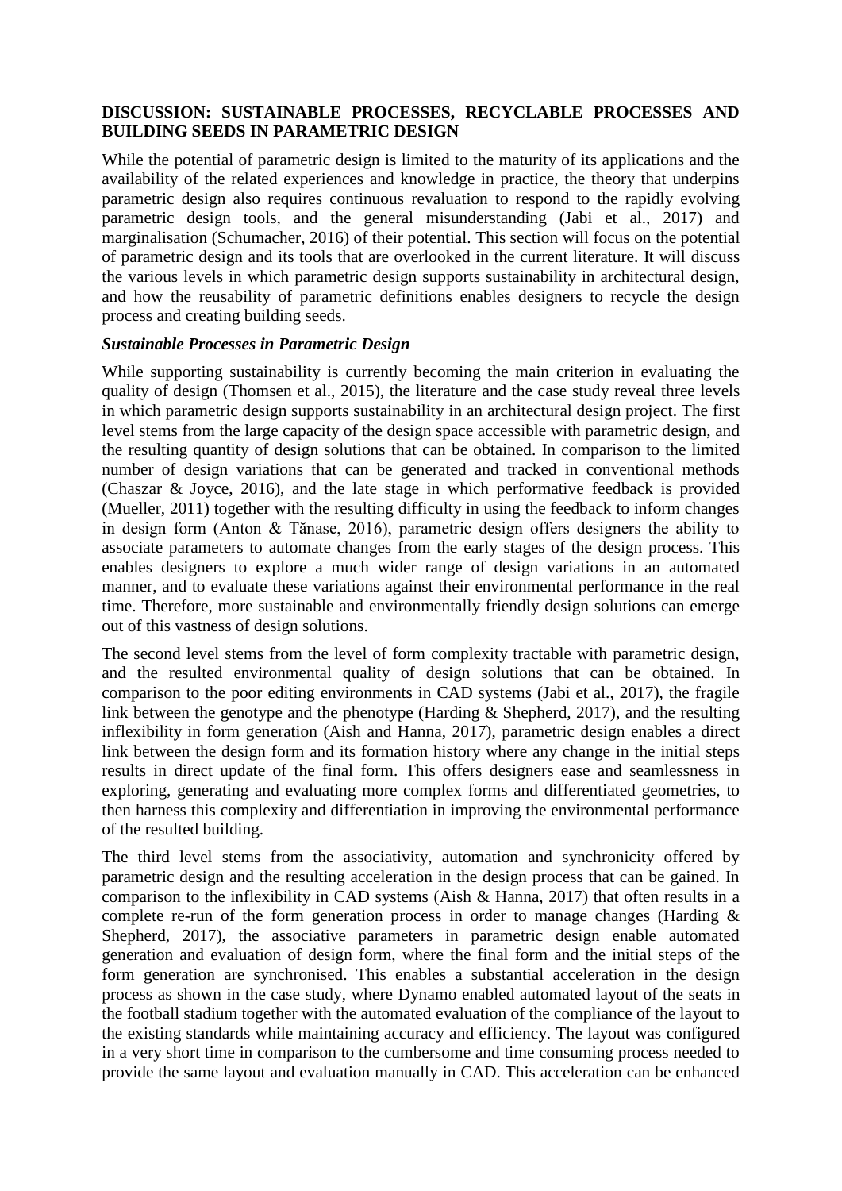## DISCUSSION: SUSTAINABLE PROCESSES, RECYCLABLE PROCESSES AND BUILDING SEEDS IN PARAMETRIC DESIGN

While the potential of parametric design is limited to the maturity of its applications and the availability of the related experiences and knowledge in practice, the theory that underpins parametric design also requires continuous revaluation to respond to the rapidly evolving parametric design tools, and the general misunderstanding (Jabi et al., 2017) and marginalisation (Schumacher, 2016) of their potential. This section will focus on the potential of parametric design and its tools that are overlooked in the current literature. It will discuss the various levels in which parametric design supports sustainability in architectural design, and how the reusability of parametric definitions enables designers to recycle the design process and creating building seeds.

### *Sustainable Processes in Parametric Design*

While supporting sustainability is currently becoming the main criterion in evaluating the quality of design (Thomsen et al., 2015), the literature and the case study reveal three levels in which parametric design supports sustainability in an architectural design project. The first level stems from the large capacity of the design space accessible with parametric design, and the resulting quantity of design solutions that can be obtained. In comparison to the limited number of design variations that can be generated and tracked in conventional methods (Chaszar & Joyce, 2016), and the late stage in which performative feedback is provided (Mueller, 2011) together with the resulting difficulty in using the feedback to inform changes in design form (Anton & Tănase, 2016), parametric design offers designers the ability to associate parameters to automate changes from the early stages of the design process. This enables designers to explore a much wider range of design variations in an automated manner, and to evaluate these variations against their environmental performance in the real time. Therefore, more sustainable and environmentally friendly design solutions can emerge out of this vastness of design solutions.

The second level stems from the level of form complexity tractable with parametric design, and the resulted environmental quality of design solutions that can be obtained. In comparison to the poor editing environments in CAD systems (Jabi et al., 2017), the fragile link between the genotype and the phenotype (Harding & Shepherd, 2017), and the resulting inflexibility in form generation (Aish and Hanna, 2017), parametric design enables a direct link between the design form and its formation history where any change in the initial steps results in direct update of the final form. This offers designers ease and seamlessness in exploring, generating and evaluating more complex forms and differentiated geometries, to then harness this complexity and differentiation in improving the environmental performance of the resulted building.

The third level stems from the associativity, automation and synchronicity offered by parametric design and the resulting acceleration in the design process that can be gained. In comparison to the inflexibility in CAD systems (Aish & Hanna, 2017) that often results in a complete re-run of the form generation process in order to manage changes (Harding & Shepherd, 2017), the associative parameters in parametric design enable automated generation and evaluation of design form, where the final form and the initial steps of the form generation are synchronised. This enables a substantial acceleration in the design process as shown in the case study, where Dynamo enabled automated layout of the seats in the football stadium together with the automated evaluation of the compliance of the layout to the existing standards while maintaining accuracy and efficiency. The layout was configured in a very short time in comparison to the cumbersome and time consuming process needed to provide the same layout and evaluation manually in CAD. This acceleration can be enhanced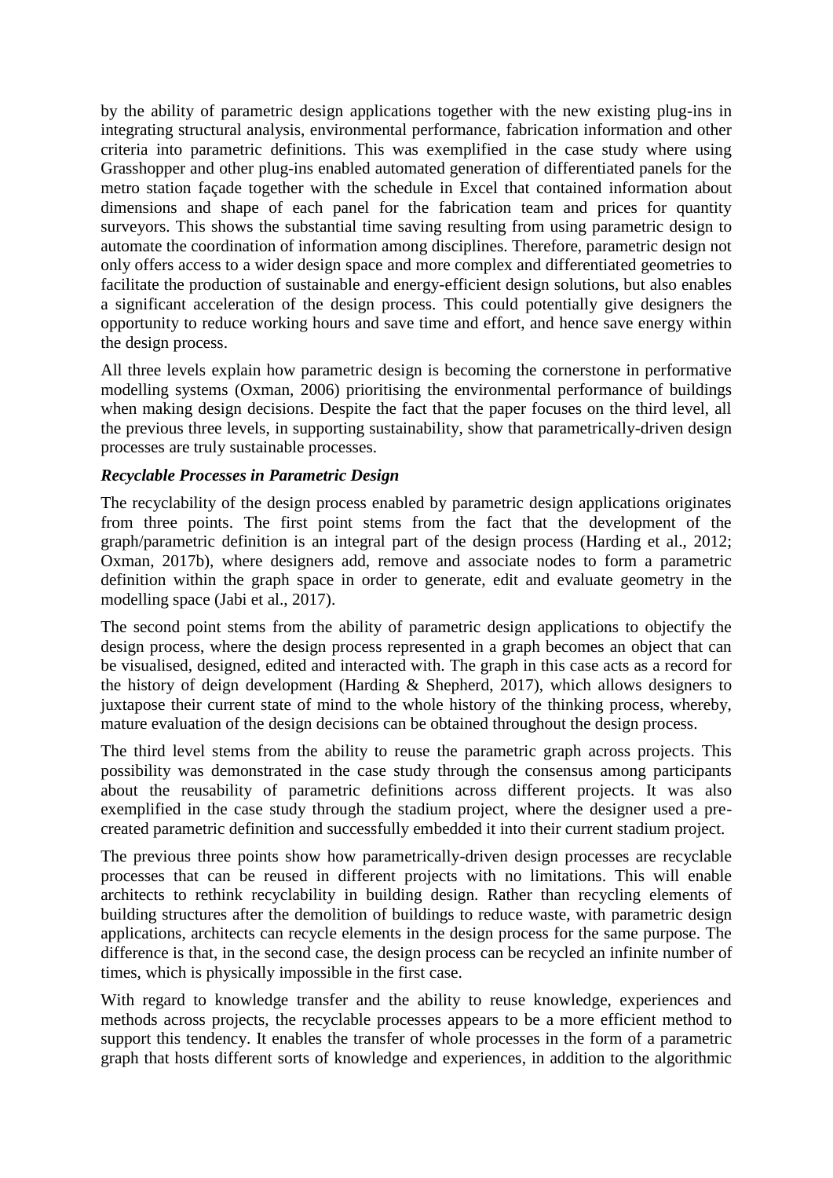by the ability of parametric design applications together with the new existing plug-ins in integrating structural analysis, environmental performance, fabrication information and other criteria into parametric definitions. This was exemplified in the case study where using Grasshopper and other plug-ins enabled automated generation of differentiated panels for the metro station façade together with the schedule in Excel that contained information about dimensions and shape of each panel for the fabrication team and prices for quantity surveyors. This shows the substantial time saving resulting from using parametric design to automate the coordination of information among disciplines. Therefore, parametric design not only offers access to a wider design space and more complex and differentiated geometries to facilitate the production of sustainable and energy-efficient design solutions, but also enables a significant acceleration of the design process. This could potentially give designers the opportunity to reduce working hours and save time and effort, and hence save energy within the design process.

All three levels explain how parametric design is becoming the cornerstone in performative modelling systems (Oxman, 2006) prioritising the environmental performance of buildings when making design decisions. Despite the fact that the paper focuses on the third level, all the previous three levels, in supporting sustainability, show that parametrically-driven design processes are truly sustainable processes.

***Recyclable Processes in Parametric Design***

The recyclability of the design process enabled by parametric design applications originates from three points. The first point stems from the fact that the development of the graph/parametric definition is an integral part of the design process (Harding et al., 2012; Oxman, 2017b), where designers add, remove and associate nodes to form a parametric definition within the graph space in order to generate, edit and evaluate geometry in the modelling space (Jabi et al., 2017).

The second point stems from the ability of parametric design applications to objectify the design process, where the design process represented in a graph becomes an object that can be visualised, designed, edited and interacted with. The graph in this case acts as a record for the history of deign development (Harding & Shepherd, 2017), which allows designers to juxtapose their current state of mind to the whole history of the thinking process, whereby, mature evaluation of the design decisions can be obtained throughout the design process.

The third level stems from the ability to reuse the parametric graph across projects. This possibility was demonstrated in the case study through the consensus among participants about the reusability of parametric definitions across different projects. It was also exemplified in the case study through the stadium project, where the designer used a pre-created parametric definition and successfully embedded it into their current stadium project.

The previous three points show how parametrically-driven design processes are recyclable processes that can be reused in different projects with no limitations. This will enable architects to rethink recyclability in building design. Rather than recycling elements of building structures after the demolition of buildings to reduce waste, with parametric design applications, architects can recycle elements in the design process for the same purpose. The difference is that, in the second case, the design process can be recycled an infinite number of times, which is physically impossible in the first case.

With regard to knowledge transfer and the ability to reuse knowledge, experiences and methods across projects, the recyclable processes appears to be a more efficient method to support this tendency. It enables the transfer of whole processes in the form of a parametric graph that hosts different sorts of knowledge and experiences, in addition to the algorithmic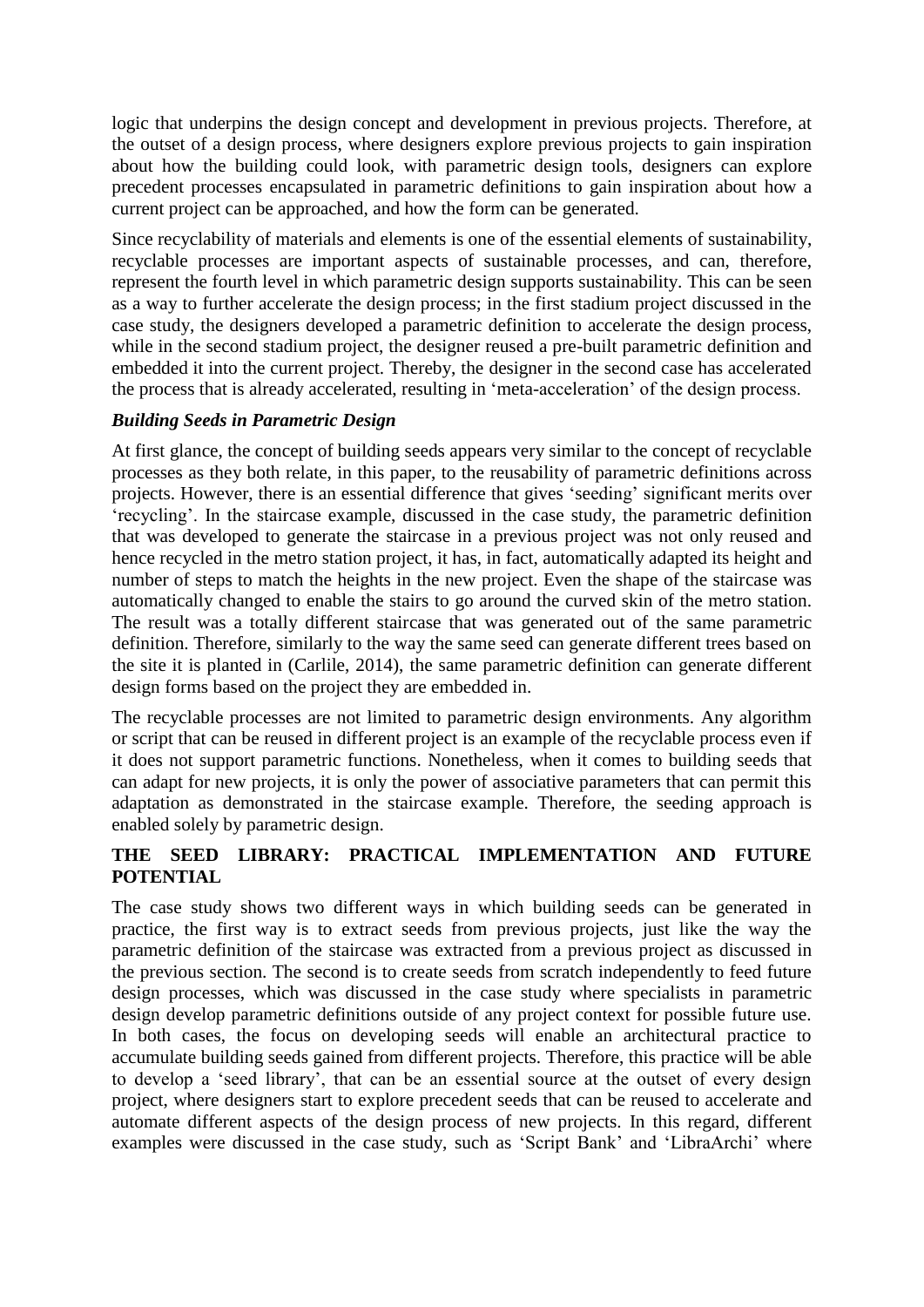logic that underpins the design concept and development in previous projects. Therefore, at the outset of a design process, where designers explore previous projects to gain inspiration about how the building could look, with parametric design tools, designers can explore precedent processes encapsulated in parametric definitions to gain inspiration about how a current project can be approached, and how the form can be generated.

Since recyclability of materials and elements is one of the essential elements of sustainability, recyclable processes are important aspects of sustainable processes, and can, therefore, represent the fourth level in which parametric design supports sustainability. This can be seen as a way to further accelerate the design process; in the first stadium project discussed in the case study, the designers developed a parametric definition to accelerate the design process, while in the second stadium project, the designer reused a pre-built parametric definition and embedded it into the current project. Thereby, the designer in the second case has accelerated the process that is already accelerated, resulting in 'meta-acceleration' of the design process.

### *Building Seeds in Parametric Design*

At first glance, the concept of building seeds appears very similar to the concept of recyclable processes as they both relate, in this paper, to the reusability of parametric definitions across projects. However, there is an essential difference that gives 'seeding' significant merits over 'recycling'. In the staircase example, discussed in the case study, the parametric definition that was developed to generate the staircase in a previous project was not only reused and hence recycled in the metro station project, it has, in fact, automatically adapted its height and number of steps to match the heights in the new project. Even the shape of the staircase was automatically changed to enable the stairs to go around the curved skin of the metro station. The result was a totally different staircase that was generated out of the same parametric definition. Therefore, similarly to the way the same seed can generate different trees based on the site it is planted in (Carlile, 2014), the same parametric definition can generate different design forms based on the project they are embedded in.

The recyclable processes are not limited to parametric design environments. Any algorithm or script that can be reused in different project is an example of the recyclable process even if it does not support parametric functions. Nonetheless, when it comes to building seeds that can adapt for new projects, it is only the power of associative parameters that can permit this adaptation as demonstrated in the staircase example. Therefore, the seeding approach is enabled solely by parametric design.

## THE SEED LIBRARY: PRACTICAL IMPLEMENTATION AND FUTURE POTENTIAL

The case study shows two different ways in which building seeds can be generated in practice, the first way is to extract seeds from previous projects, just like the way the parametric definition of the staircase was extracted from a previous project as discussed in the previous section. The second is to create seeds from scratch independently to feed future design processes, which was discussed in the case study where specialists in parametric design develop parametric definitions outside of any project context for possible future use. In both cases, the focus on developing seeds will enable an architectural practice to accumulate building seeds gained from different projects. Therefore, this practice will be able to develop a 'seed library', that can be an essential source at the outset of every design project, where designers start to explore precedent seeds that can be reused to accelerate and automate different aspects of the design process of new projects. In this regard, different examples were discussed in the case study, such as 'Script Bank' and 'LibraArchi' where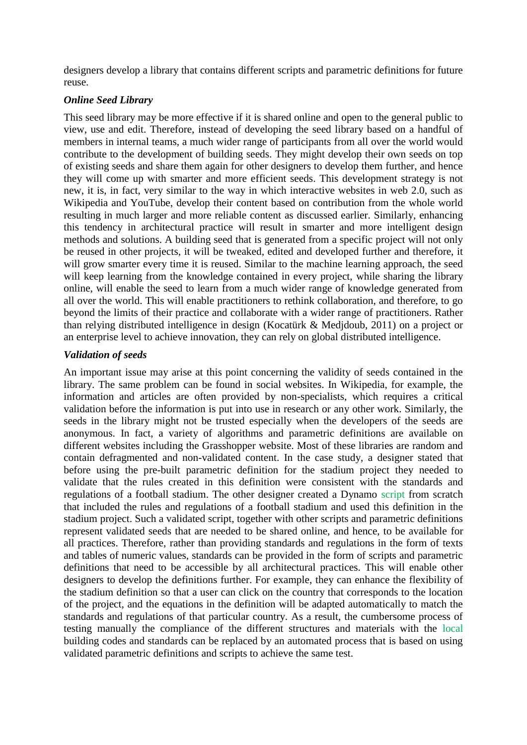designers develop a library that contains different scripts and parametric definitions for future reuse.

### *Online Seed Library*

This seed library may be more effective if it is shared online and open to the general public to view, use and edit. Therefore, instead of developing the seed library based on a handful of members in internal teams, a much wider range of participants from all over the world would contribute to the development of building seeds. They might develop their own seeds on top of existing seeds and share them again for other designers to develop them further, and hence they will come up with smarter and more efficient seeds. This development strategy is not new, it is, in fact, very similar to the way in which interactive websites in web 2.0, such as Wikipedia and YouTube, develop their content based on contribution from the whole world resulting in much larger and more reliable content as discussed earlier. Similarly, enhancing this tendency in architectural practice will result in smarter and more intelligent design methods and solutions. A building seed that is generated from a specific project will not only be reused in other projects, it will be tweaked, edited and developed further and therefore, it will grow smarter every time it is reused. Similar to the machine learning approach, the seed will keep learning from the knowledge contained in every project, while sharing the library online, will enable the seed to learn from a much wider range of knowledge generated from all over the world. This will enable practitioners to rethink collaboration, and therefore, to go beyond the limits of their practice and collaborate with a wider range of practitioners. Rather than relying distributed intelligence in design (Kocatürk & Medjdoub, 2011) on a project or an enterprise level to achieve innovation, they can rely on global distributed intelligence.

### *Validation of seeds*

An important issue may arise at this point concerning the validity of seeds contained in the library. The same problem can be found in social websites. In Wikipedia, for example, the information and articles are often provided by non-specialists, which requires a critical validation before the information is put into use in research or any other work. Similarly, the seeds in the library might not be trusted especially when the developers of the seeds are anonymous. In fact, a variety of algorithms and parametric definitions are available on different websites including the Grasshopper website. Most of these libraries are random and contain defragmented and non-validated content. In the case study, a designer stated that before using the pre-built parametric definition for the stadium project they needed to validate that the rules created in this definition were consistent with the standards and regulations of a football stadium. The other designer created a Dynamo script from scratch that included the rules and regulations of a football stadium and used this definition in the stadium project. Such a validated script, together with other scripts and parametric definitions represent validated seeds that are needed to be shared online, and hence, to be available for all practices. Therefore, rather than providing standards and regulations in the form of texts and tables of numeric values, standards can be provided in the form of scripts and parametric definitions that need to be accessible by all architectural practices. This will enable other designers to develop the definitions further. For example, they can enhance the flexibility of the stadium definition so that a user can click on the country that corresponds to the location of the project, and the equations in the definition will be adapted automatically to match the standards and regulations of that particular country. As a result, the cumbersome process of testing manually the compliance of the different structures and materials with the local building codes and standards can be replaced by an automated process that is based on using validated parametric definitions and scripts to achieve the same test.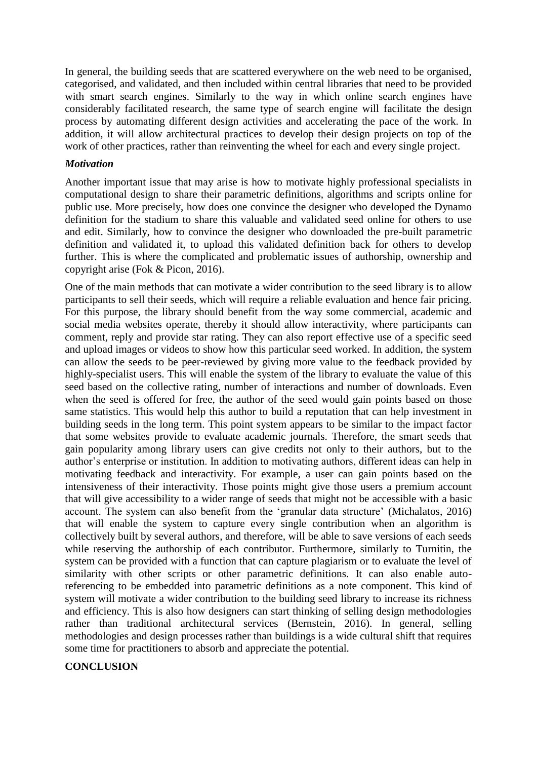In general, the building seeds that are scattered everywhere on the web need to be organised, categorised, and validated, and then included within central libraries that need to be provided with smart search engines. Similarly to the way in which online search engines have considerably facilitated research, the same type of search engine will facilitate the design process by automating different design activities and accelerating the pace of the work. In addition, it will allow architectural practices to develop their design projects on top of the work of other practices, rather than reinventing the wheel for each and every single project.

### *Motivation*

Another important issue that may arise is how to motivate highly professional specialists in computational design to share their parametric definitions, algorithms and scripts online for public use. More precisely, how does one convince the designer who developed the Dynamo definition for the stadium to share this valuable and validated seed online for others to use and edit. Similarly, how to convince the designer who downloaded the pre-built parametric definition and validated it, to upload this validated definition back for others to develop further. This is where the complicated and problematic issues of authorship, ownership and copyright arise (Fok & Picon, 2016).

One of the main methods that can motivate a wider contribution to the seed library is to allow participants to sell their seeds, which will require a reliable evaluation and hence fair pricing. For this purpose, the library should benefit from the way some commercial, academic and social media websites operate, thereby it should allow interactivity, where participants can comment, reply and provide star rating. They can also report effective use of a specific seed and upload images or videos to show how this particular seed worked. In addition, the system can allow the seeds to be peer-reviewed by giving more value to the feedback provided by highly-specialist users. This will enable the system of the library to evaluate the value of this seed based on the collective rating, number of interactions and number of downloads. Even when the seed is offered for free, the author of the seed would gain points based on those same statistics. This would help this author to build a reputation that can help investment in building seeds in the long term. This point system appears to be similar to the impact factor that some websites provide to evaluate academic journals. Therefore, the smart seeds that gain popularity among library users can give credits not only to their authors, but to the author's enterprise or institution. In addition to motivating authors, different ideas can help in motivating feedback and interactivity. For example, a user can gain points based on the intensiveness of their interactivity. Those points might give those users a premium account that will give accessibility to a wider range of seeds that might not be accessible with a basic account. The system can also benefit from the 'granular data structure' (Michalatos, 2016) that will enable the system to capture every single contribution when an algorithm is collectively built by several authors, and therefore, will be able to save versions of each seeds while reserving the authorship of each contributor. Furthermore, similarly to Turnitin, the system can be provided with a function that can capture plagiarism or to evaluate the level of similarity with other scripts or other parametric definitions. It can also enable auto-referencing to be embedded into parametric definitions as a note component. This kind of system will motivate a wider contribution to the building seed library to increase its richness and efficiency. This is also how designers can start thinking of selling design methodologies rather than traditional architectural services (Bernstein, 2016). In general, selling methodologies and design processes rather than buildings is a wide cultural shift that requires some time for practitioners to absorb and appreciate the potential.

## CONCLUSION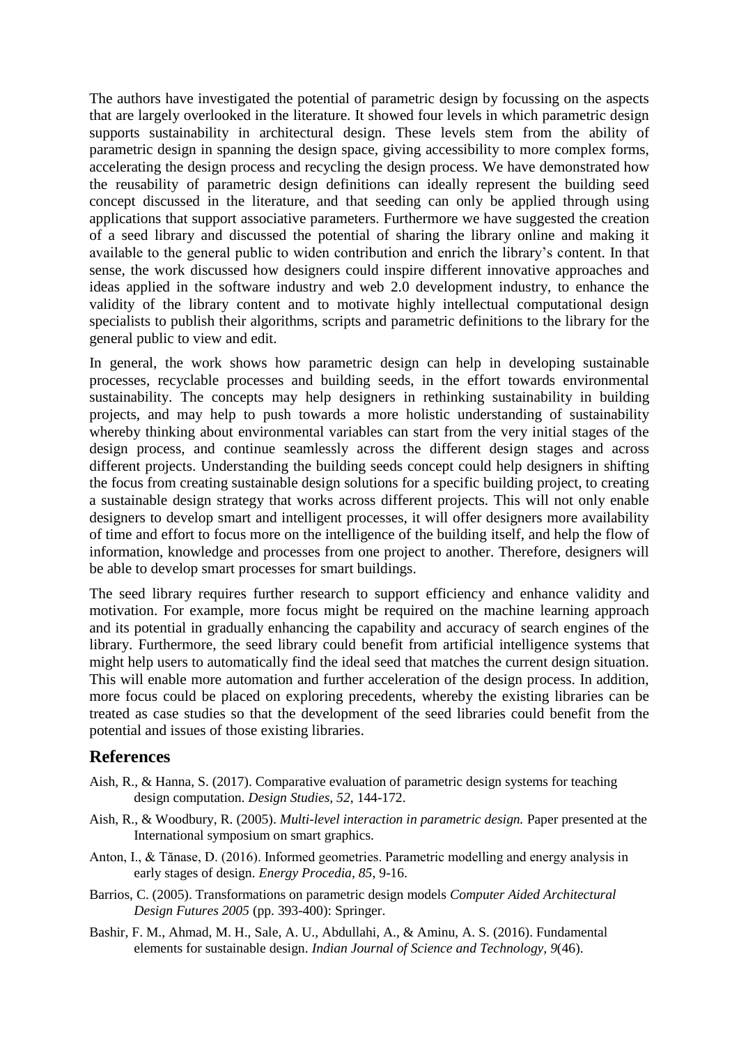The authors have investigated the potential of parametric design by focussing on the aspects that are largely overlooked in the literature. It showed four levels in which parametric design supports sustainability in architectural design. These levels stem from the ability of parametric design in spanning the design space, giving accessibility to more complex forms, accelerating the design process and recycling the design process. We have demonstrated how the reusability of parametric design definitions can ideally represent the building seed concept discussed in the literature, and that seeding can only be applied through using applications that support associative parameters. Furthermore we have suggested the creation of a seed library and discussed the potential of sharing the library online and making it available to the general public to widen contribution and enrich the library's content. In that sense, the work discussed how designers could inspire different innovative approaches and ideas applied in the software industry and web 2.0 development industry, to enhance the validity of the library content and to motivate highly intellectual computational design specialists to publish their algorithms, scripts and parametric definitions to the library for the general public to view and edit.

In general, the work shows how parametric design can help in developing sustainable processes, recyclable processes and building seeds, in the effort towards environmental sustainability. The concepts may help designers in rethinking sustainability in building projects, and may help to push towards a more holistic understanding of sustainability whereby thinking about environmental variables can start from the very initial stages of the design process, and continue seamlessly across the different design stages and across different projects. Understanding the building seeds concept could help designers in shifting the focus from creating sustainable design solutions for a specific building project, to creating a sustainable design strategy that works across different projects. This will not only enable designers to develop smart and intelligent processes, it will offer designers more availability of time and effort to focus more on the intelligence of the building itself, and help the flow of information, knowledge and processes from one project to another. Therefore, designers will be able to develop smart processes for smart buildings.

The seed library requires further research to support efficiency and enhance validity and motivation. For example, more focus might be required on the machine learning approach and its potential in gradually enhancing the capability and accuracy of search engines of the library. Furthermore, the seed library could benefit from artificial intelligence systems that might help users to automatically find the ideal seed that matches the current design situation. This will enable more automation and further acceleration of the design process. In addition, more focus could be placed on exploring precedents, whereby the existing libraries can be treated as case studies so that the development of the seed libraries could benefit from the potential and issues of those existing libraries.

## References

Aish, R., & Hanna, S. (2017). Comparative evaluation of parametric design systems for teaching design computation. *Design Studies, 52*, 144-172.

Aish, R., & Woodbury, R. (2005). *Multi-level interaction in parametric design.* Paper presented at the International symposium on smart graphics.

Anton, I., & Tănase, D. (2016). Informed geometries. Parametric modelling and energy analysis in early stages of design. *Energy Procedia, 85*, 9-16.

Barrios, C. (2005). Transformations on parametric design models *Computer Aided Architectural Design Futures 2005* (pp. 393-400): Springer.

Bashir, F. M., Ahmad, M. H., Sale, A. U., Abdullahi, A., & Aminu, A. S. (2016). Fundamental elements for sustainable design. *Indian Journal of Science and Technology, 9*(46).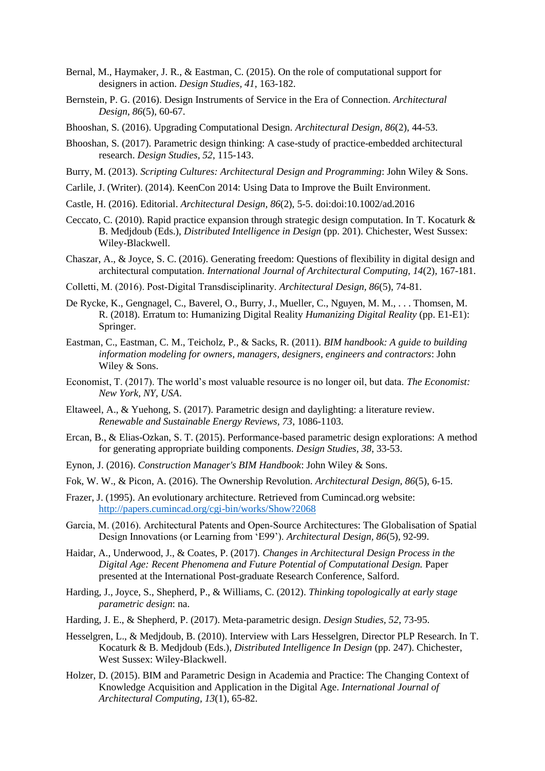Bernal, M., Haymaker, J. R., & Eastman, C. (2015). On the role of computational support for designers in action. *Design Studies, 41*, 163-182.

Bernstein, P. G. (2016). Design Instruments of Service in the Era of Connection. *Architectural Design, 86*(5), 60-67.

Bhooshan, S. (2016). Upgrading Computational Design. *Architectural Design, 86*(2), 44-53.

Bhooshan, S. (2017). Parametric design thinking: A case-study of practice-embedded architectural research. *Design Studies, 52*, 115-143.

Burry, M. (2013). *Scripting Cultures: Architectural Design and Programming*: John Wiley & Sons.

Carlile, J. (Writer). (2014). KeenCon 2014: Using Data to Improve the Built Environment.

Castle, H. (2016). Editorial. *Architectural Design, 86*(2), 5-5. doi:doi:10.1002/ad.2016

Ceccato, C. (2010). Rapid practice expansion through strategic design computation. In T. Kocaturk & B. Medjdoub (Eds.), *Distributed Intelligence in Design* (pp. 201). Chichester, West Sussex: Wiley-Blackwell.

Chaszar, A., & Joyce, S. C. (2016). Generating freedom: Questions of flexibility in digital design and architectural computation. *International Journal of Architectural Computing, 14*(2), 167-181.

Colletti, M. (2016). Post-Digital Transdisciplinarity. *Architectural Design, 86*(5), 74-81.

De Rycke, K., Gengnagel, C., Baverel, O., Burry, J., Mueller, C., Nguyen, M. M., . . . Thomsen, M. R. (2018). Erratum to: Humanizing Digital Reality *Humanizing Digital Reality* (pp. E1-E1): Springer.

Eastman, C., Eastman, C. M., Teicholz, P., & Sacks, R. (2011). *BIM handbook: A guide to building information modeling for owners, managers, designers, engineers and contractors*: John Wiley & Sons.

Economist, T. (2017). The world's most valuable resource is no longer oil, but data. *The Economist: New York, NY, USA*.

Eltaweel, A., & Yuehong, S. (2017). Parametric design and daylighting: a literature review. *Renewable and Sustainable Energy Reviews, 73*, 1086-1103.

Ercan, B., & Elias-Ozkan, S. T. (2015). Performance-based parametric design explorations: A method for generating appropriate building components. *Design Studies, 38*, 33-53.

Eynon, J. (2016). *Construction Manager's BIM Handbook*: John Wiley & Sons.

Fok, W. W., & Picon, A. (2016). The Ownership Revolution. *Architectural Design, 86*(5), 6-15.

Frazer, J. (1995). An evolutionary architecture. Retrieved from Cumincad.org website: http://papers.cumincad.org/cgi-bin/works/Show?2068

Garcia, M. (2016). Architectural Patents and Open-Source Architectures: The Globalisation of Spatial Design Innovations (or Learning from 'E99'). *Architectural Design, 86*(5), 92-99.

Haidar, A., Underwood, J., & Coates, P. (2017). *Changes in Architectural Design Process in the Digital Age: Recent Phenomena and Future Potential of Computational Design.* Paper presented at the International Post-graduate Research Conference, Salford.

Harding, J., Joyce, S., Shepherd, P., & Williams, C. (2012). *Thinking topologically at early stage parametric design*: na.

Harding, J. E., & Shepherd, P. (2017). Meta-parametric design. *Design Studies, 52*, 73-95.

Hesselgren, L., & Medjdoub, B. (2010). Interview with Lars Hesselgren, Director PLP Research. In T. Kocaturk & B. Medjdoub (Eds.), *Distributed Intelligence In Design* (pp. 247). Chichester, West Sussex: Wiley-Blackwell.

Holzer, D. (2015). BIM and Parametric Design in Academia and Practice: The Changing Context of Knowledge Acquisition and Application in the Digital Age. *International Journal of Architectural Computing, 13*(1), 65-82.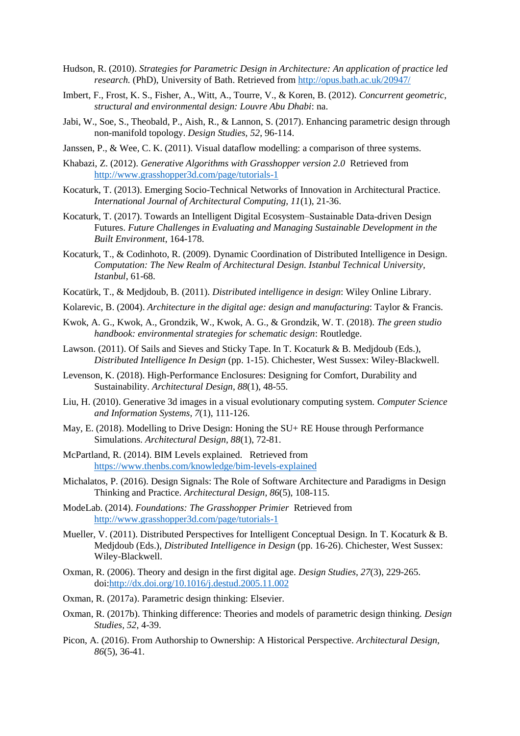Hudson, R. (2010). *Strategies for Parametric Design in Architecture: An application of practice led research.* (PhD), University of Bath. Retrieved from http://opus.bath.ac.uk/20947/

Imbert, F., Frost, K. S., Fisher, A., Witt, A., Tourre, V., & Koren, B. (2012). *Concurrent geometric, structural and environmental design: Louvre Abu Dhabi*: na.

Jabi, W., Soe, S., Theobald, P., Aish, R., & Lannon, S. (2017). Enhancing parametric design through non-manifold topology. *Design Studies, 52*, 96-114.

Janssen, P., & Wee, C. K. (2011). Visual dataflow modelling: a comparison of three systems.

Khabazi, Z. (2012). *Generative Algorithms with Grasshopper version 2.0* Retrieved from http://www.grasshopper3d.com/page/tutorials-1

Kocaturk, T. (2013). Emerging Socio-Technical Networks of Innovation in Architectural Practice. *International Journal of Architectural Computing, 11*(1), 21-36.

Kocaturk, T. (2017). Towards an Intelligent Digital Ecosystem–Sustainable Data-driven Design Futures. *Future Challenges in Evaluating and Managing Sustainable Development in the Built Environment*, 164-178.

Kocaturk, T., & Codinhoto, R. (2009). Dynamic Coordination of Distributed Intelligence in Design. *Computation: The New Realm of Architectural Design. Istanbul Technical University, Istanbul*, 61-68.

Kocatürk, T., & Medjdoub, B. (2011). *Distributed intelligence in design*: Wiley Online Library.

Kolarevic, B. (2004). *Architecture in the digital age: design and manufacturing*: Taylor & Francis.

Kwok, A. G., Kwok, A., Grondzik, W., Kwok, A. G., & Grondzik, W. T. (2018). *The green studio handbook: environmental strategies for schematic design*: Routledge.

Lawson. (2011). Of Sails and Sieves and Sticky Tape. In T. Kocaturk & B. Medjdoub (Eds.), *Distributed Intelligence In Design* (pp. 1-15). Chichester, West Sussex: Wiley-Blackwell.

Levenson, K. (2018). High-Performance Enclosures: Designing for Comfort, Durability and Sustainability. *Architectural Design, 88*(1), 48-55.

Liu, H. (2010). Generative 3d images in a visual evolutionary computing system. *Computer Science and Information Systems, 7*(1), 111-126.

May, E. (2018). Modelling to Drive Design: Honing the SU+ RE House through Performance Simulations. *Architectural Design, 88*(1), 72-81.

McPartland, R. (2014). BIM Levels explained. Retrieved from https://www.thenbs.com/knowledge/bim-levels-explained

Michalatos, P. (2016). Design Signals: The Role of Software Architecture and Paradigms in Design Thinking and Practice. *Architectural Design, 86*(5), 108-115.

ModeLab. (2014). *Foundations: The Grasshopper Primier* Retrieved from http://www.grasshopper3d.com/page/tutorials-1

Mueller, V. (2011). Distributed Perspectives for Intelligent Conceptual Design. In T. Kocaturk & B. Medjdoub (Eds.), *Distributed Intelligence in Design* (pp. 16-26). Chichester, West Sussex: Wiley-Blackwell.

Oxman, R. (2006). Theory and design in the first digital age. *Design Studies, 27*(3), 229-265. doi:http://dx.doi.org/10.1016/j.destud.2005.11.002

Oxman, R. (2017a). Parametric design thinking: Elsevier.

Oxman, R. (2017b). Thinking difference: Theories and models of parametric design thinking. *Design Studies, 52*, 4-39.

Picon, A. (2016). From Authorship to Ownership: A Historical Perspective. *Architectural Design, 86*(5), 36-41.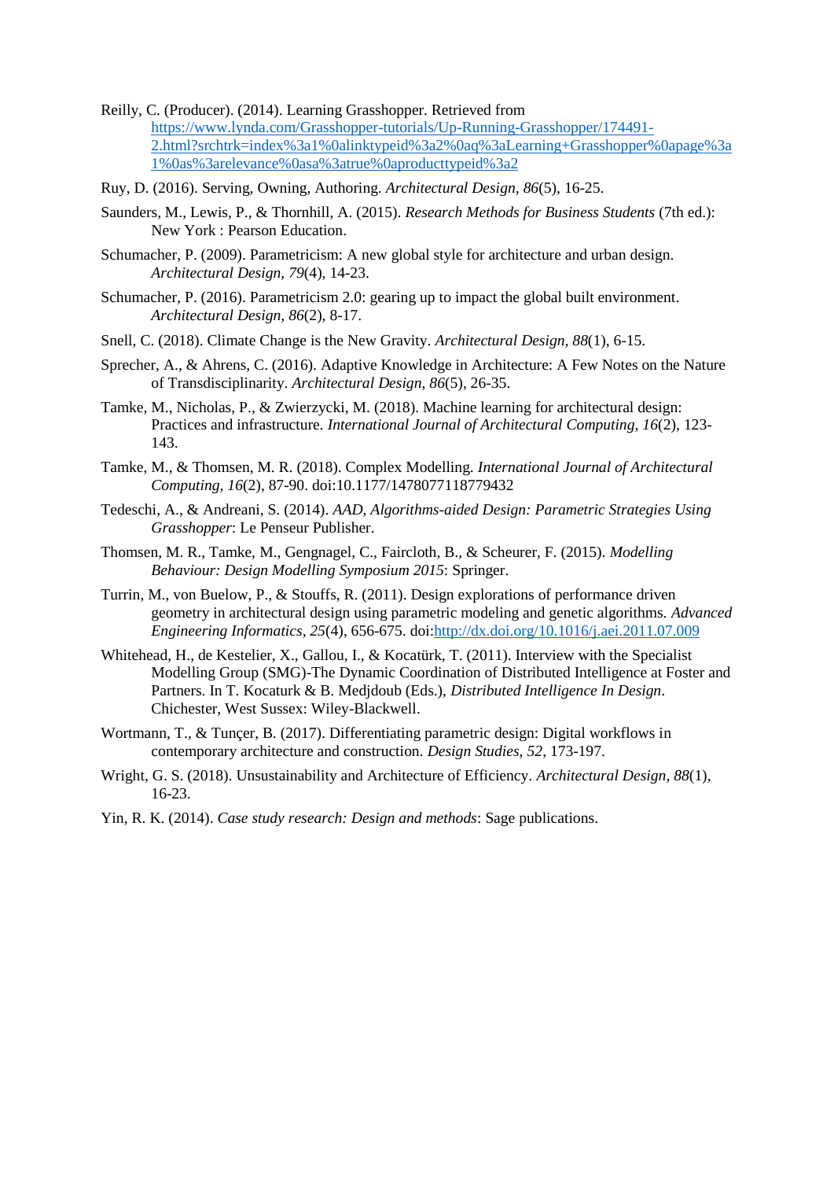Reilly, C. (Producer). (2014). Learning Grasshopper. Retrieved from https://www.lynda.com/Grasshopper-tutorials/Up-Running-Grasshopper/174491-2.html?srchtrk=index%3a1%0alinktypeid%3a2%0aq%3aLearning+Grasshopper%0apage%3a1%0as%3arelevance%0asa%3atrue%0aproducttypeid%3a2

Ruy, D. (2016). Serving, Owning, Authoring. *Architectural Design, 86*(5), 16-25.

Saunders, M., Lewis, P., & Thornhill, A. (2015). *Research Methods for Business Students* (7th ed.): New York : Pearson Education.

Schumacher, P. (2009). Parametricism: A new global style for architecture and urban design. *Architectural Design, 79*(4), 14-23.

Schumacher, P. (2016). Parametricism 2.0: gearing up to impact the global built environment. *Architectural Design, 86*(2), 8-17.

Snell, C. (2018). Climate Change is the New Gravity. *Architectural Design, 88*(1), 6-15.

Sprecher, A., & Ahrens, C. (2016). Adaptive Knowledge in Architecture: A Few Notes on the Nature of Transdisciplinarity. *Architectural Design, 86*(5), 26-35.

Tamke, M., Nicholas, P., & Zwierzycki, M. (2018). Machine learning for architectural design: Practices and infrastructure. *International Journal of Architectural Computing, 16*(2), 123-143.

Tamke, M., & Thomsen, M. R. (2018). Complex Modelling. *International Journal of Architectural Computing, 16*(2), 87-90. doi:10.1177/1478077118779432

Tedeschi, A., & Andreani, S. (2014). *AAD, Algorithms-aided Design: Parametric Strategies Using Grasshopper*: Le Penseur Publisher.

Thomsen, M. R., Tamke, M., Gengnagel, C., Faircloth, B., & Scheurer, F. (2015). *Modelling Behaviour: Design Modelling Symposium 2015*: Springer.

Turrin, M., von Buelow, P., & Stouffs, R. (2011). Design explorations of performance driven geometry in architectural design using parametric modeling and genetic algorithms. *Advanced Engineering Informatics, 25*(4), 656-675. doi:http://dx.doi.org/10.1016/j.aei.2011.07.009

Whitehead, H., de Kestelier, X., Gallou, I., & Kocatürk, T. (2011). Interview with the Specialist Modelling Group (SMG)-The Dynamic Coordination of Distributed Intelligence at Foster and Partners. In T. Kocaturk & B. Medjdoub (Eds.), *Distributed Intelligence In Design*. Chichester, West Sussex: Wiley-Blackwell.

Wortmann, T., & Tunçer, B. (2017). Differentiating parametric design: Digital workflows in contemporary architecture and construction. *Design Studies, 52*, 173-197.

Wright, G. S. (2018). Unsustainability and Architecture of Efficiency. *Architectural Design, 88*(1), 16-23.

Yin, R. K. (2014). *Case study research: Design and methods*: Sage publications.